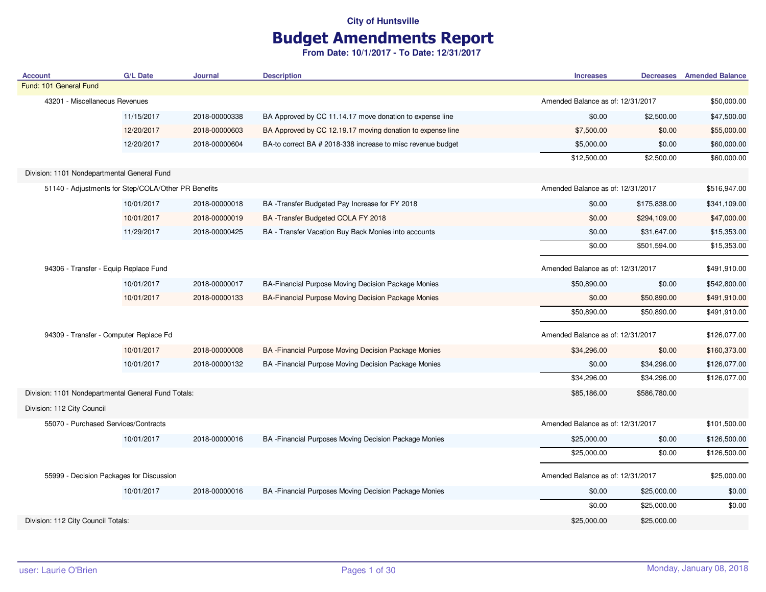City of Huntsville

# Budget Amendments Report

**From Date: 10/1/2017 - To Date: 12/31/2017**

| Account | G/L Date | Journal | Description | Increases | Decreases | Amended Balance |
|---|---|---|---|---|---|---|
| Fund: 101 General Fund | | | | | | |
| 43201 - Miscellaneous Revenues | | | | Amended Balance as of: 12/31/2017 | | $50,000.00 |
| | 11/15/2017 | 2018-00000338 | BA Approved by CC 11.14.17 move donation to expense line | $0.00 | $2,500.00 | $47,500.00 |
| | 12/20/2017 | 2018-00000603 | BA Approved by CC 12.19.17 moving donation to expense line | $7,500.00 | $0.00 | $55,000.00 |
| | 12/20/2017 | 2018-00000604 | BA-to correct BA # 2018-338 increase to misc revenue budget | $5,000.00 | $0.00 | $60,000.00 |
| | | | | $12,500.00 | $2,500.00 | $60,000.00 |
| Division: 1101 Nondepartmental General Fund | | | | | | |
| 51140 - Adjustments for Step/COLA/Other PR Benefits | | | | Amended Balance as of: 12/31/2017 | | $516,947.00 |
| | 10/01/2017 | 2018-00000018 | BA -Transfer Budgeted Pay Increase for FY 2018 | $0.00 | $175,838.00 | $341,109.00 |
| | 10/01/2017 | 2018-00000019 | BA -Transfer Budgeted COLA FY 2018 | $0.00 | $294,109.00 | $47,000.00 |
| | 11/29/2017 | 2018-00000425 | BA - Transfer Vacation Buy Back Monies into accounts | $0.00 | $31,647.00 | $15,353.00 |
| | | | | $0.00 | $501,594.00 | $15,353.00 |
| 94306 - Transfer - Equip Replace Fund | | | | Amended Balance as of: 12/31/2017 | | $491,910.00 |
| | 10/01/2017 | 2018-00000017 | BA-Financial Purpose Moving Decision Package Monies | $50,890.00 | $0.00 | $542,800.00 |
| | 10/01/2017 | 2018-00000133 | BA-Financial Purpose Moving Decision Package Monies | $0.00 | $50,890.00 | $491,910.00 |
| | | | | $50,890.00 | $50,890.00 | $491,910.00 |
| 94309 - Transfer - Computer Replace Fd | | | | Amended Balance as of: 12/31/2017 | | $126,077.00 |
| | 10/01/2017 | 2018-00000008 | BA -Financial Purpose Moving Decision Package Monies | $34,296.00 | $0.00 | $160,373.00 |
| | 10/01/2017 | 2018-00000132 | BA -Financial Purpose Moving Decision Package Monies | $0.00 | $34,296.00 | $126,077.00 |
| | | | | $34,296.00 | $34,296.00 | $126,077.00 |
| Division: 1101 Nondepartmental General Fund Totals: | | | | $85,186.00 | $586,780.00 | |
| Division: 112 City Council | | | | | | |
| 55070 - Purchased Services/Contracts | | | | Amended Balance as of: 12/31/2017 | | $101,500.00 |
| | 10/01/2017 | 2018-00000016 | BA -Financial Purposes Moving Decision Package Monies | $25,000.00 | $0.00 | $126,500.00 |
| | | | | $25,000.00 | $0.00 | $126,500.00 |
| 55999 - Decision Packages for Discussion | | | | Amended Balance as of: 12/31/2017 | | $25,000.00 |
| | 10/01/2017 | 2018-00000016 | BA -Financial Purposes Moving Decision Package Monies | $0.00 | $25,000.00 | $0.00 |
| | | | | $0.00 | $25,000.00 | $0.00 |
| Division: 112 City Council Totals: | | | | $25,000.00 | $25,000.00 | |

user: Laurie O'Brien

Monday, January 08, 2018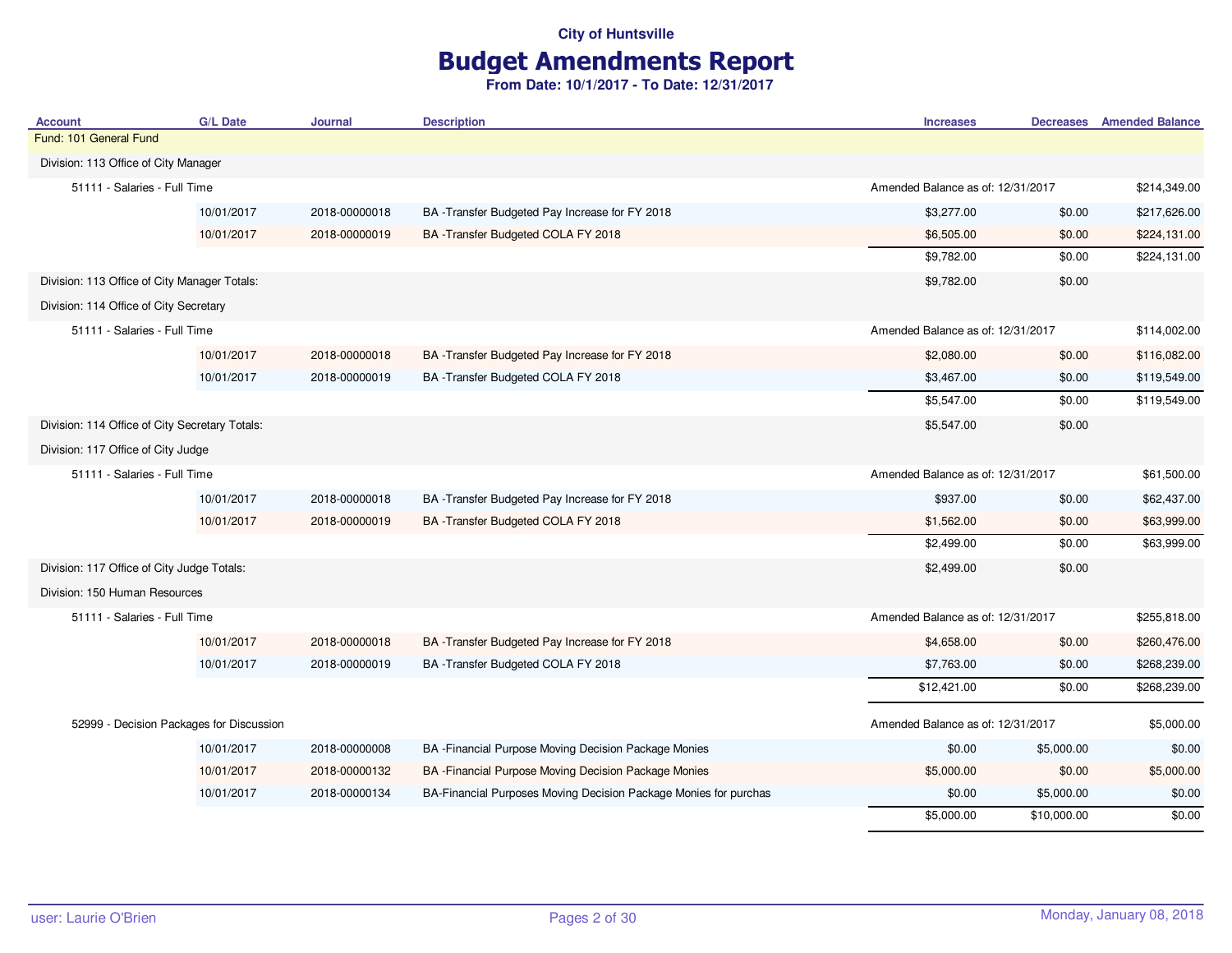City of Huntsville

# Budget Amendments Report

**From Date: 10/1/2017 - To Date: 12/31/2017**

| Account | G/L Date | Journal | Description | Increases | Decreases | Amended Balance |
|---|---|---|---|---|---|---|
| Fund: 101 General Fund | | | | | | |
| Division: 113 Office of City Manager | | | | | | |
| 51111 - Salaries - Full Time | | | | Amended Balance as of: 12/31/2017 | | $214,349.00 |
| | 10/01/2017 | 2018-00000018 | BA -Transfer Budgeted Pay Increase for FY 2018 | $3,277.00 | $0.00 | $217,626.00 |
| | 10/01/2017 | 2018-00000019 | BA -Transfer Budgeted COLA FY 2018 | $6,505.00 | $0.00 | $224,131.00 |
| | | | | $9,782.00 | $0.00 | $224,131.00 |
| Division: 113 Office of City Manager Totals: | | | | $9,782.00 | $0.00 | |
| Division: 114 Office of City Secretary | | | | | | |
| 51111 - Salaries - Full Time | | | | Amended Balance as of: 12/31/2017 | | $114,002.00 |
| | 10/01/2017 | 2018-00000018 | BA -Transfer Budgeted Pay Increase for FY 2018 | $2,080.00 | $0.00 | $116,082.00 |
| | 10/01/2017 | 2018-00000019 | BA -Transfer Budgeted COLA FY 2018 | $3,467.00 | $0.00 | $119,549.00 |
| | | | | $5,547.00 | $0.00 | $119,549.00 |
| Division: 114 Office of City Secretary Totals: | | | | $5,547.00 | $0.00 | |
| Division: 117 Office of City Judge | | | | | | |
| 51111 - Salaries - Full Time | | | | Amended Balance as of: 12/31/2017 | | $61,500.00 |
| | 10/01/2017 | 2018-00000018 | BA -Transfer Budgeted Pay Increase for FY 2018 | $937.00 | $0.00 | $62,437.00 |
| | 10/01/2017 | 2018-00000019 | BA -Transfer Budgeted COLA FY 2018 | $1,562.00 | $0.00 | $63,999.00 |
| | | | | $2,499.00 | $0.00 | $63,999.00 |
| Division: 117 Office of City Judge Totals: | | | | $2,499.00 | $0.00 | |
| Division: 150 Human Resources | | | | | | |
| 51111 - Salaries - Full Time | | | | Amended Balance as of: 12/31/2017 | | $255,818.00 |
| | 10/01/2017 | 2018-00000018 | BA -Transfer Budgeted Pay Increase for FY 2018 | $4,658.00 | $0.00 | $260,476.00 |
| | 10/01/2017 | 2018-00000019 | BA -Transfer Budgeted COLA FY 2018 | $7,763.00 | $0.00 | $268,239.00 |
| | | | | $12,421.00 | $0.00 | $268,239.00 |
| 52999 - Decision Packages for Discussion | | | | Amended Balance as of: 12/31/2017 | | $5,000.00 |
| | 10/01/2017 | 2018-00000008 | BA -Financial Purpose Moving Decision Package Monies | $0.00 | $5,000.00 | $0.00 |
| | 10/01/2017 | 2018-00000132 | BA -Financial Purpose Moving Decision Package Monies | $5,000.00 | $0.00 | $5,000.00 |
| | 10/01/2017 | 2018-00000134 | BA-Financial Purposes Moving Decision Package Monies for purchas | $0.00 | $5,000.00 | $0.00 |
| | | | | $5,000.00 | $10,000.00 | $0.00 |

user: Laurie O'Brien — Monday, January 08, 2018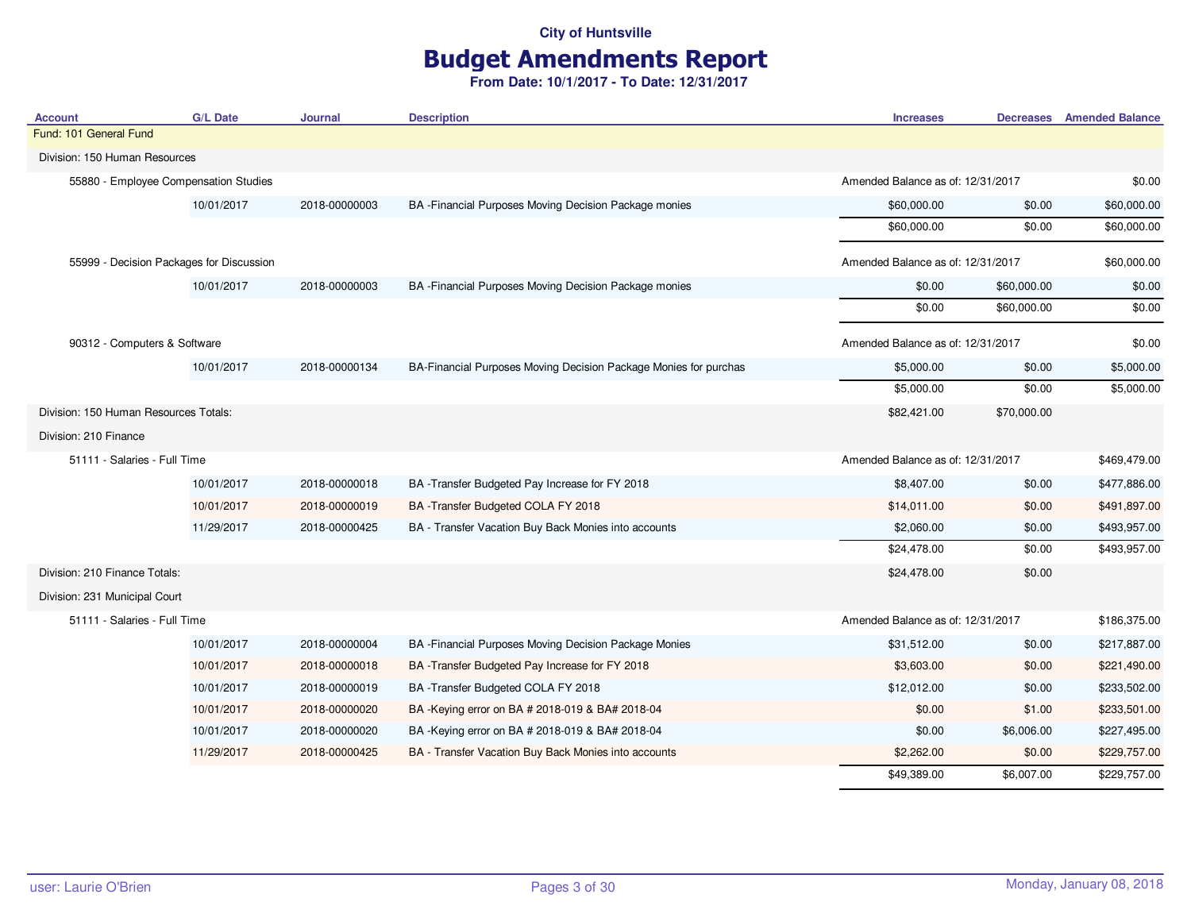City of Huntsville

# Budget Amendments Report

**From Date: 10/1/2017 - To Date: 12/31/2017**

| Account | G/L Date | Journal | Description | Increases | Decreases | Amended Balance |
|---|---|---|---|---|---|---|
| Fund: 101 General Fund | | | | | | |
| Division: 150 Human Resources | | | | | | |
| 55880 - Employee Compensation Studies | | | | Amended Balance as of: 12/31/2017 | | $0.00 |
| | 10/01/2017 | 2018-00000003 | BA -Financial Purposes Moving Decision Package monies | $60,000.00 | $0.00 | $60,000.00 |
| | | | | $60,000.00 | $0.00 | $60,000.00 |
| 55999 - Decision Packages for Discussion | | | | Amended Balance as of: 12/31/2017 | | $60,000.00 |
| | 10/01/2017 | 2018-00000003 | BA -Financial Purposes Moving Decision Package monies | $0.00 | $60,000.00 | $0.00 |
| | | | | $0.00 | $60,000.00 | $0.00 |
| 90312 - Computers & Software | | | | Amended Balance as of: 12/31/2017 | | $0.00 |
| | 10/01/2017 | 2018-00000134 | BA-Financial Purposes Moving Decision Package Monies for purchas | $5,000.00 | $0.00 | $5,000.00 |
| | | | | $5,000.00 | $0.00 | $5,000.00 |
| Division: 150 Human Resources Totals: | | | | $82,421.00 | $70,000.00 | |
| Division: 210 Finance | | | | | | |
| 51111 - Salaries - Full Time | | | | Amended Balance as of: 12/31/2017 | | $469,479.00 |
| | 10/01/2017 | 2018-00000018 | BA -Transfer Budgeted Pay Increase for FY 2018 | $8,407.00 | $0.00 | $477,886.00 |
| | 10/01/2017 | 2018-00000019 | BA -Transfer Budgeted COLA FY 2018 | $14,011.00 | $0.00 | $491,897.00 |
| | 11/29/2017 | 2018-00000425 | BA - Transfer Vacation Buy Back Monies into accounts | $2,060.00 | $0.00 | $493,957.00 |
| | | | | $24,478.00 | $0.00 | $493,957.00 |
| Division: 210 Finance Totals: | | | | $24,478.00 | $0.00 | |
| Division: 231 Municipal Court | | | | | | |
| 51111 - Salaries - Full Time | | | | Amended Balance as of: 12/31/2017 | | $186,375.00 |
| | 10/01/2017 | 2018-00000004 | BA -Financial Purposes Moving Decision Package Monies | $31,512.00 | $0.00 | $217,887.00 |
| | 10/01/2017 | 2018-00000018 | BA -Transfer Budgeted Pay Increase for FY 2018 | $3,603.00 | $0.00 | $221,490.00 |
| | 10/01/2017 | 2018-00000019 | BA -Transfer Budgeted COLA FY 2018 | $12,012.00 | $0.00 | $233,502.00 |
| | 10/01/2017 | 2018-00000020 | BA -Keying error on BA # 2018-019 & BA# 2018-04 | $0.00 | $1.00 | $233,501.00 |
| | 10/01/2017 | 2018-00000020 | BA -Keying error on BA # 2018-019 & BA# 2018-04 | $0.00 | $6,006.00 | $227,495.00 |
| | 11/29/2017 | 2018-00000425 | BA - Transfer Vacation Buy Back Monies into accounts | $2,262.00 | $0.00 | $229,757.00 |
| | | | | $49,389.00 | $6,007.00 | $229,757.00 |

user: Laurie O'Brien

Monday, January 08, 2018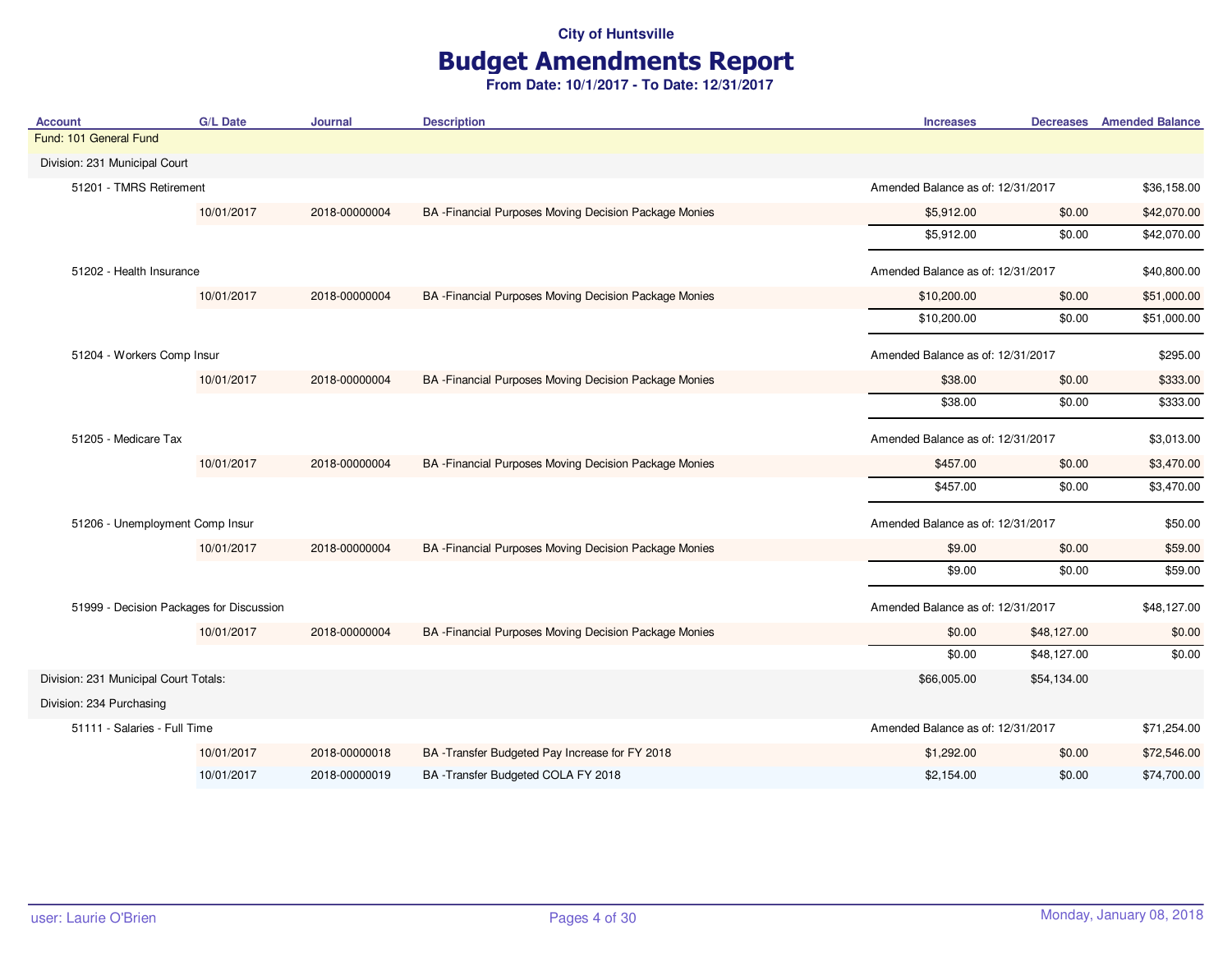City of Huntsville

# Budget Amendments Report

**From Date: 10/1/2017 - To Date: 12/31/2017**

| Account | G/L Date | Journal | Description | Increases | Decreases | Amended Balance |
|---|---|---|---|---|---|---|
| Fund: 101 General Fund | | | | | | |
| Division: 231 Municipal Court | | | | | | |
| 51201 - TMRS Retirement | | | | Amended Balance as of: 12/31/2017 | | $36,158.00 |
| | 10/01/2017 | 2018-00000004 | BA -Financial Purposes Moving Decision Package Monies | $5,912.00 | $0.00 | $42,070.00 |
| | | | | $5,912.00 | $0.00 | $42,070.00 |
| 51202 - Health Insurance | | | | Amended Balance as of: 12/31/2017 | | $40,800.00 |
| | 10/01/2017 | 2018-00000004 | BA -Financial Purposes Moving Decision Package Monies | $10,200.00 | $0.00 | $51,000.00 |
| | | | | $10,200.00 | $0.00 | $51,000.00 |
| 51204 - Workers Comp Insur | | | | Amended Balance as of: 12/31/2017 | | $295.00 |
| | 10/01/2017 | 2018-00000004 | BA -Financial Purposes Moving Decision Package Monies | $38.00 | $0.00 | $333.00 |
| | | | | $38.00 | $0.00 | $333.00 |
| 51205 - Medicare Tax | | | | Amended Balance as of: 12/31/2017 | | $3,013.00 |
| | 10/01/2017 | 2018-00000004 | BA -Financial Purposes Moving Decision Package Monies | $457.00 | $0.00 | $3,470.00 |
| | | | | $457.00 | $0.00 | $3,470.00 |
| 51206 - Unemployment Comp Insur | | | | Amended Balance as of: 12/31/2017 | | $50.00 |
| | 10/01/2017 | 2018-00000004 | BA -Financial Purposes Moving Decision Package Monies | $9.00 | $0.00 | $59.00 |
| | | | | $9.00 | $0.00 | $59.00 |
| 51999 - Decision Packages for Discussion | | | | Amended Balance as of: 12/31/2017 | | $48,127.00 |
| | 10/01/2017 | 2018-00000004 | BA -Financial Purposes Moving Decision Package Monies | $0.00 | $48,127.00 | $0.00 |
| | | | | $0.00 | $48,127.00 | $0.00 |
| Division: 231 Municipal Court Totals: | | | | $66,005.00 | $54,134.00 | |
| Division: 234 Purchasing | | | | | | |
| 51111 - Salaries - Full Time | | | | Amended Balance as of: 12/31/2017 | | $71,254.00 |
| | 10/01/2017 | 2018-00000018 | BA -Transfer Budgeted Pay Increase for FY 2018 | $1,292.00 | $0.00 | $72,546.00 |
| | 10/01/2017 | 2018-00000019 | BA -Transfer Budgeted COLA FY 2018 | $2,154.00 | $0.00 | $74,700.00 |

user: Laurie O'Brien — Monday, January 08, 2018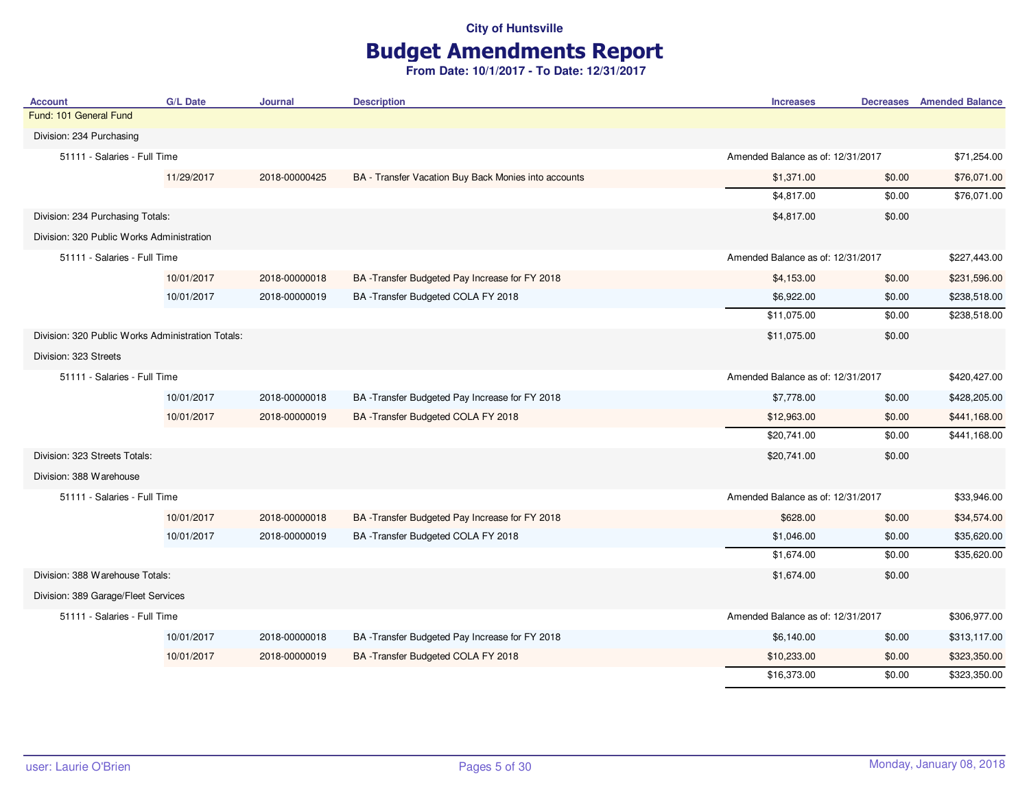City of Huntsville

# Budget Amendments Report

**From Date: 10/1/2017 - To Date: 12/31/2017**

| Account | G/L Date | Journal | Description | Increases | Decreases | Amended Balance |
|---|---|---|---|---|---|---|
| Fund: 101 General Fund | | | | | | |
| Division: 234 Purchasing | | | | | | |
| 51111 - Salaries - Full Time | | | | Amended Balance as of: 12/31/2017 | | $71,254.00 |
| | 11/29/2017 | 2018-00000425 | BA - Transfer Vacation Buy Back Monies into accounts | $1,371.00 | $0.00 | $76,071.00 |
| | | | | $4,817.00 | $0.00 | $76,071.00 |
| Division: 234 Purchasing Totals: | | | | $4,817.00 | $0.00 | |
| Division: 320 Public Works Administration | | | | | | |
| 51111 - Salaries - Full Time | | | | Amended Balance as of: 12/31/2017 | | $227,443.00 |
| | 10/01/2017 | 2018-00000018 | BA -Transfer Budgeted Pay Increase for FY 2018 | $4,153.00 | $0.00 | $231,596.00 |
| | 10/01/2017 | 2018-00000019 | BA -Transfer Budgeted COLA FY 2018 | $6,922.00 | $0.00 | $238,518.00 |
| | | | | $11,075.00 | $0.00 | $238,518.00 |
| Division: 320 Public Works Administration Totals: | | | | $11,075.00 | $0.00 | |
| Division: 323 Streets | | | | | | |
| 51111 - Salaries - Full Time | | | | Amended Balance as of: 12/31/2017 | | $420,427.00 |
| | 10/01/2017 | 2018-00000018 | BA -Transfer Budgeted Pay Increase for FY 2018 | $7,778.00 | $0.00 | $428,205.00 |
| | 10/01/2017 | 2018-00000019 | BA -Transfer Budgeted COLA FY 2018 | $12,963.00 | $0.00 | $441,168.00 |
| | | | | $20,741.00 | $0.00 | $441,168.00 |
| Division: 323 Streets Totals: | | | | $20,741.00 | $0.00 | |
| Division: 388 Warehouse | | | | | | |
| 51111 - Salaries - Full Time | | | | Amended Balance as of: 12/31/2017 | | $33,946.00 |
| | 10/01/2017 | 2018-00000018 | BA -Transfer Budgeted Pay Increase for FY 2018 | $628.00 | $0.00 | $34,574.00 |
| | 10/01/2017 | 2018-00000019 | BA -Transfer Budgeted COLA FY 2018 | $1,046.00 | $0.00 | $35,620.00 |
| | | | | $1,674.00 | $0.00 | $35,620.00 |
| Division: 388 Warehouse Totals: | | | | $1,674.00 | $0.00 | |
| Division: 389 Garage/Fleet Services | | | | | | |
| 51111 - Salaries - Full Time | | | | Amended Balance as of: 12/31/2017 | | $306,977.00 |
| | 10/01/2017 | 2018-00000018 | BA -Transfer Budgeted Pay Increase for FY 2018 | $6,140.00 | $0.00 | $313,117.00 |
| | 10/01/2017 | 2018-00000019 | BA -Transfer Budgeted COLA FY 2018 | $10,233.00 | $0.00 | $323,350.00 |
| | | | | $16,373.00 | $0.00 | $323,350.00 |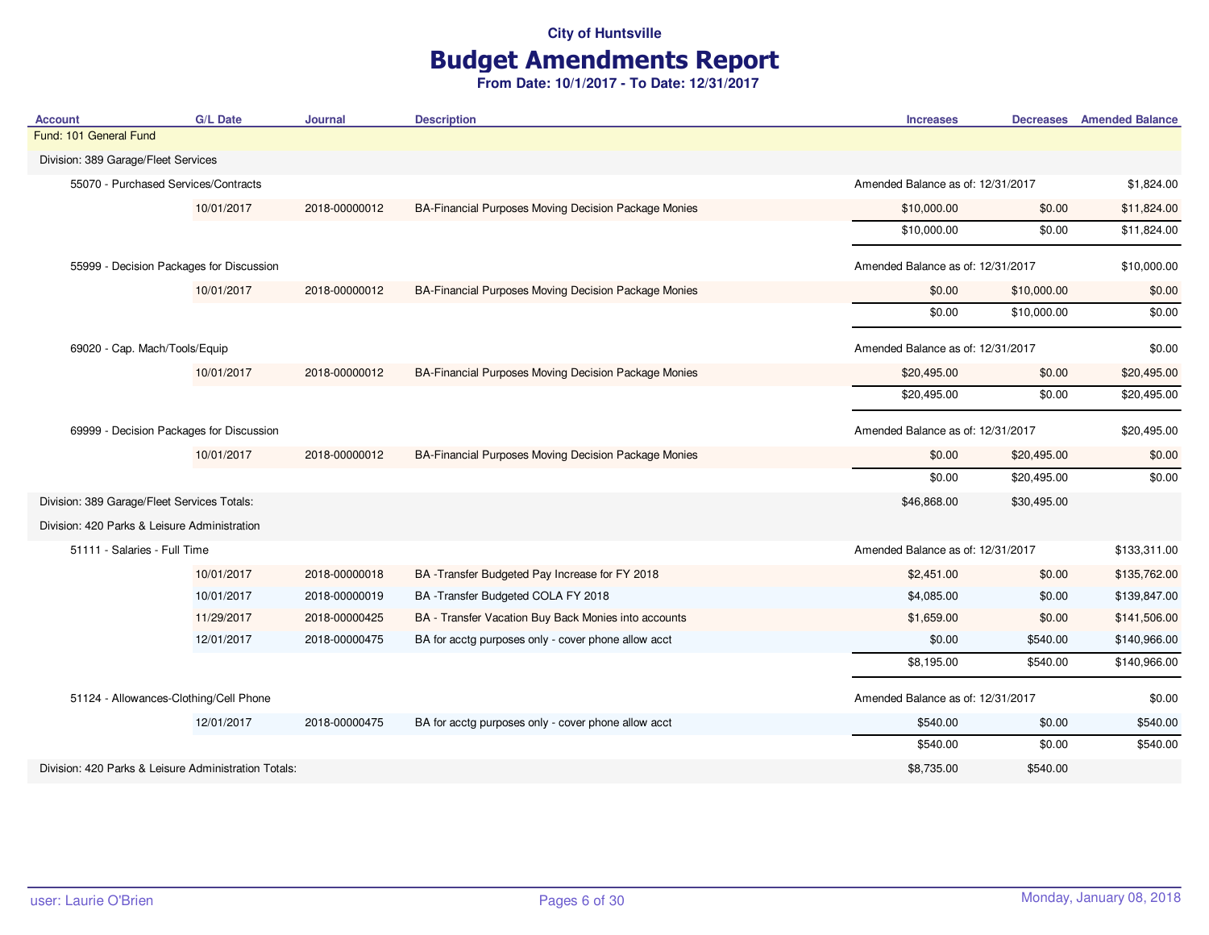City of Huntsville

# Budget Amendments Report

**From Date: 10/1/2017 - To Date: 12/31/2017**

| Account | G/L Date | Journal | Description | Increases | Decreases | Amended Balance |
|---|---|---|---|---|---|---|
| Fund: 101 General Fund | | | | | | |
| Division: 389 Garage/Fleet Services | | | | | | |
| 55070 - Purchased Services/Contracts | | | | Amended Balance as of: 12/31/2017 | | $1,824.00 |
| | 10/01/2017 | 2018-00000012 | BA-Financial Purposes Moving Decision Package Monies | $10,000.00 | $0.00 | $11,824.00 |
| | | | | $10,000.00 | $0.00 | $11,824.00 |
| 55999 - Decision Packages for Discussion | | | | Amended Balance as of: 12/31/2017 | | $10,000.00 |
| | 10/01/2017 | 2018-00000012 | BA-Financial Purposes Moving Decision Package Monies | $0.00 | $10,000.00 | $0.00 |
| | | | | $0.00 | $10,000.00 | $0.00 |
| 69020 - Cap. Mach/Tools/Equip | | | | Amended Balance as of: 12/31/2017 | | $0.00 |
| | 10/01/2017 | 2018-00000012 | BA-Financial Purposes Moving Decision Package Monies | $20,495.00 | $0.00 | $20,495.00 |
| | | | | $20,495.00 | $0.00 | $20,495.00 |
| 69999 - Decision Packages for Discussion | | | | Amended Balance as of: 12/31/2017 | | $20,495.00 |
| | 10/01/2017 | 2018-00000012 | BA-Financial Purposes Moving Decision Package Monies | $0.00 | $20,495.00 | $0.00 |
| | | | | $0.00 | $20,495.00 | $0.00 |
| Division: 389 Garage/Fleet Services Totals: | | | | $46,868.00 | $30,495.00 | |
| Division: 420 Parks & Leisure Administration | | | | | | |
| 51111 - Salaries - Full Time | | | | Amended Balance as of: 12/31/2017 | | $133,311.00 |
| | 10/01/2017 | 2018-00000018 | BA -Transfer Budgeted Pay Increase for FY 2018 | $2,451.00 | $0.00 | $135,762.00 |
| | 10/01/2017 | 2018-00000019 | BA -Transfer Budgeted COLA FY 2018 | $4,085.00 | $0.00 | $139,847.00 |
| | 11/29/2017 | 2018-00000425 | BA - Transfer Vacation Buy Back Monies into accounts | $1,659.00 | $0.00 | $141,506.00 |
| | 12/01/2017 | 2018-00000475 | BA for acctg purposes only - cover phone allow acct | $0.00 | $540.00 | $140,966.00 |
| | | | | $8,195.00 | $540.00 | $140,966.00 |
| 51124 - Allowances-Clothing/Cell Phone | | | | Amended Balance as of: 12/31/2017 | | $0.00 |
| | 12/01/2017 | 2018-00000475 | BA for acctg purposes only - cover phone allow acct | $540.00 | $0.00 | $540.00 |
| | | | | $540.00 | $0.00 | $540.00 |
| Division: 420 Parks & Leisure Administration Totals: | | | | $8,735.00 | $540.00 | |

user: Laurie O'Brien — Monday, January 08, 2018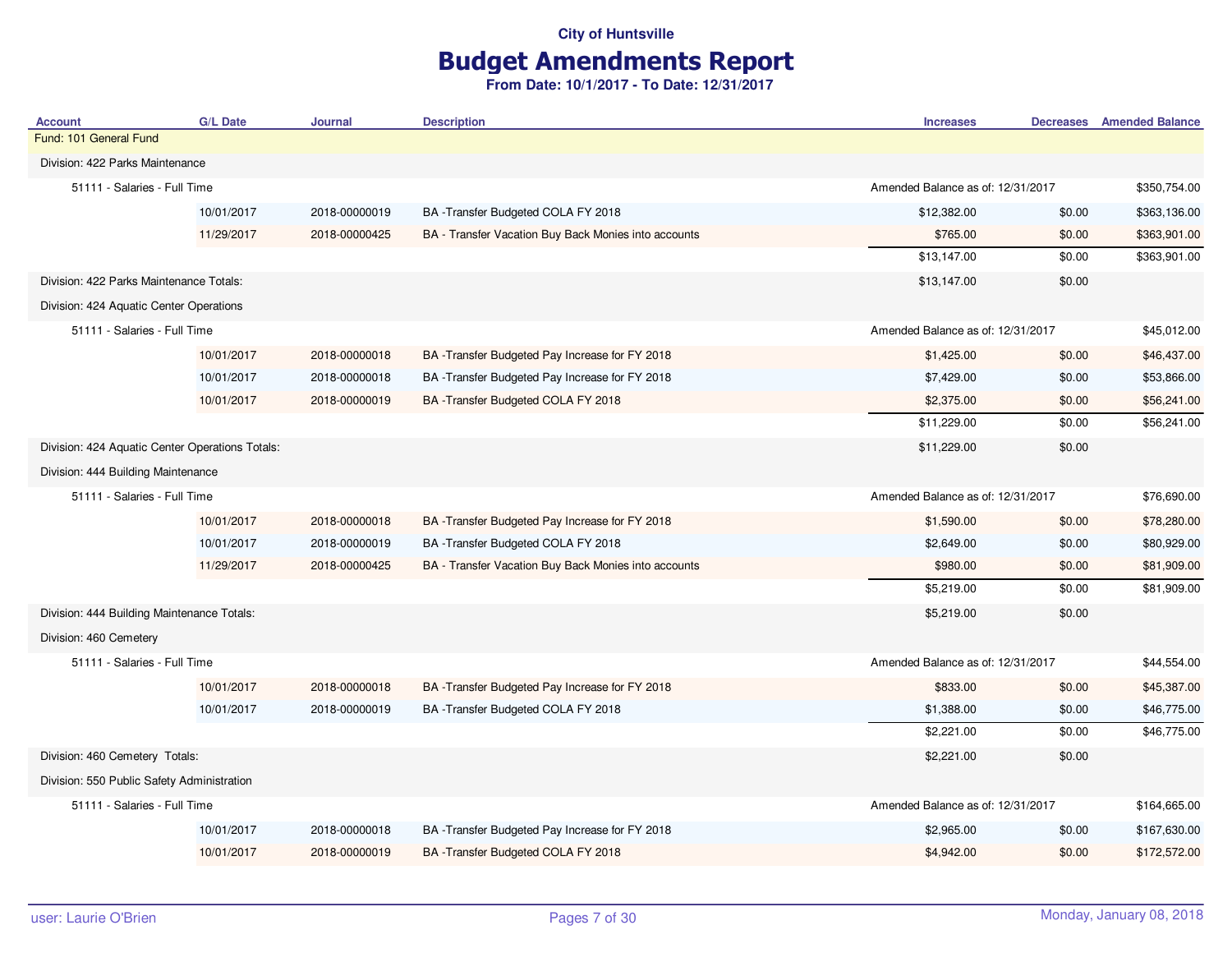City of Huntsville

# Budget Amendments Report

**From Date: 10/1/2017 - To Date: 12/31/2017**

| Account | G/L Date | Journal | Description | Increases | Decreases | Amended Balance |
|---|---|---|---|---|---|---|
| Fund: 101 General Fund | | | | | | |
| Division: 422 Parks Maintenance | | | | | | |
| 51111 - Salaries - Full Time | | | | Amended Balance as of: 12/31/2017 | | $350,754.00 |
| | 10/01/2017 | 2018-00000019 | BA -Transfer Budgeted COLA FY 2018 | $12,382.00 | $0.00 | $363,136.00 |
| | 11/29/2017 | 2018-00000425 | BA - Transfer Vacation Buy Back Monies into accounts | $765.00 | $0.00 | $363,901.00 |
| | | | | $13,147.00 | $0.00 | $363,901.00 |
| Division: 422 Parks Maintenance Totals: | | | | $13,147.00 | $0.00 | |
| Division: 424 Aquatic Center Operations | | | | | | |
| 51111 - Salaries - Full Time | | | | Amended Balance as of: 12/31/2017 | | $45,012.00 |
| | 10/01/2017 | 2018-00000018 | BA -Transfer Budgeted Pay Increase for FY 2018 | $1,425.00 | $0.00 | $46,437.00 |
| | 10/01/2017 | 2018-00000018 | BA -Transfer Budgeted Pay Increase for FY 2018 | $7,429.00 | $0.00 | $53,866.00 |
| | 10/01/2017 | 2018-00000019 | BA -Transfer Budgeted COLA FY 2018 | $2,375.00 | $0.00 | $56,241.00 |
| | | | | $11,229.00 | $0.00 | $56,241.00 |
| Division: 424 Aquatic Center Operations Totals: | | | | $11,229.00 | $0.00 | |
| Division: 444 Building Maintenance | | | | | | |
| 51111 - Salaries - Full Time | | | | Amended Balance as of: 12/31/2017 | | $76,690.00 |
| | 10/01/2017 | 2018-00000018 | BA -Transfer Budgeted Pay Increase for FY 2018 | $1,590.00 | $0.00 | $78,280.00 |
| | 10/01/2017 | 2018-00000019 | BA -Transfer Budgeted COLA FY 2018 | $2,649.00 | $0.00 | $80,929.00 |
| | 11/29/2017 | 2018-00000425 | BA - Transfer Vacation Buy Back Monies into accounts | $980.00 | $0.00 | $81,909.00 |
| | | | | $5,219.00 | $0.00 | $81,909.00 |
| Division: 444 Building Maintenance Totals: | | | | $5,219.00 | $0.00 | |
| Division: 460 Cemetery | | | | | | |
| 51111 - Salaries - Full Time | | | | Amended Balance as of: 12/31/2017 | | $44,554.00 |
| | 10/01/2017 | 2018-00000018 | BA -Transfer Budgeted Pay Increase for FY 2018 | $833.00 | $0.00 | $45,387.00 |
| | 10/01/2017 | 2018-00000019 | BA -Transfer Budgeted COLA FY 2018 | $1,388.00 | $0.00 | $46,775.00 |
| | | | | $2,221.00 | $0.00 | $46,775.00 |
| Division: 460 Cemetery Totals: | | | | $2,221.00 | $0.00 | |
| Division: 550 Public Safety Administration | | | | | | |
| 51111 - Salaries - Full Time | | | | Amended Balance as of: 12/31/2017 | | $164,665.00 |
| | 10/01/2017 | 2018-00000018 | BA -Transfer Budgeted Pay Increase for FY 2018 | $2,965.00 | $0.00 | $167,630.00 |
| | 10/01/2017 | 2018-00000019 | BA -Transfer Budgeted COLA FY 2018 | $4,942.00 | $0.00 | $172,572.00 |

user: Laurie O'Brien

Monday, January 08, 2018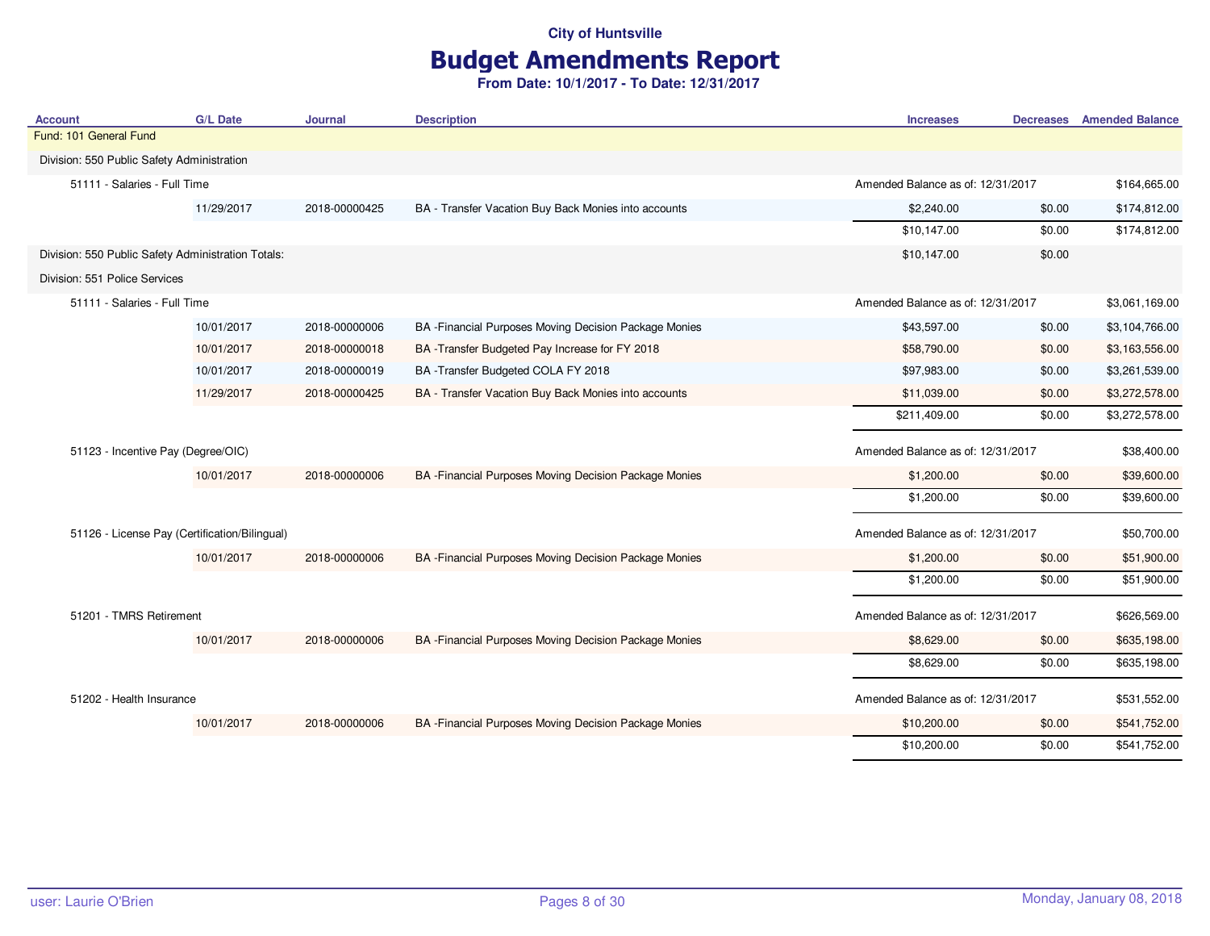**City of Huntsville**

# Budget Amendments Report

**From Date: 10/1/2017 - To Date: 12/31/2017**

| Account | G/L Date | Journal | Description | Increases | Decreases | Amended Balance |
|---|---|---|---|---|---|---|
| Fund: 101 General Fund | | | | | | |
| Division: 550 Public Safety Administration | | | | | | |
| 51111 - Salaries - Full Time | | | | Amended Balance as of: 12/31/2017 | | $164,665.00 |
| | 11/29/2017 | 2018-00000425 | BA - Transfer Vacation Buy Back Monies into accounts | $2,240.00 | $0.00 | $174,812.00 |
| | | | | $10,147.00 | $0.00 | $174,812.00 |
| Division: 550 Public Safety Administration Totals: | | | | $10,147.00 | $0.00 | |
| Division: 551 Police Services | | | | | | |
| 51111 - Salaries - Full Time | | | | Amended Balance as of: 12/31/2017 | | $3,061,169.00 |
| | 10/01/2017 | 2018-00000006 | BA -Financial Purposes Moving Decision Package Monies | $43,597.00 | $0.00 | $3,104,766.00 |
| | 10/01/2017 | 2018-00000018 | BA -Transfer Budgeted Pay Increase for FY 2018 | $58,790.00 | $0.00 | $3,163,556.00 |
| | 10/01/2017 | 2018-00000019 | BA -Transfer Budgeted COLA FY 2018 | $97,983.00 | $0.00 | $3,261,539.00 |
| | 11/29/2017 | 2018-00000425 | BA - Transfer Vacation Buy Back Monies into accounts | $11,039.00 | $0.00 | $3,272,578.00 |
| | | | | $211,409.00 | $0.00 | $3,272,578.00 |
| 51123 - Incentive Pay (Degree/OIC) | | | | Amended Balance as of: 12/31/2017 | | $38,400.00 |
| | 10/01/2017 | 2018-00000006 | BA -Financial Purposes Moving Decision Package Monies | $1,200.00 | $0.00 | $39,600.00 |
| | | | | $1,200.00 | $0.00 | $39,600.00 |
| 51126 - License Pay (Certification/Bilingual) | | | | Amended Balance as of: 12/31/2017 | | $50,700.00 |
| | 10/01/2017 | 2018-00000006 | BA -Financial Purposes Moving Decision Package Monies | $1,200.00 | $0.00 | $51,900.00 |
| | | | | $1,200.00 | $0.00 | $51,900.00 |
| 51201 - TMRS Retirement | | | | Amended Balance as of: 12/31/2017 | | $626,569.00 |
| | 10/01/2017 | 2018-00000006 | BA -Financial Purposes Moving Decision Package Monies | $8,629.00 | $0.00 | $635,198.00 |
| | | | | $8,629.00 | $0.00 | $635,198.00 |
| 51202 - Health Insurance | | | | Amended Balance as of: 12/31/2017 | | $531,552.00 |
| | 10/01/2017 | 2018-00000006 | BA -Financial Purposes Moving Decision Package Monies | $10,200.00 | $0.00 | $541,752.00 |
| | | | | $10,200.00 | $0.00 | $541,752.00 |

user: Laurie O'Brien

Monday, January 08, 2018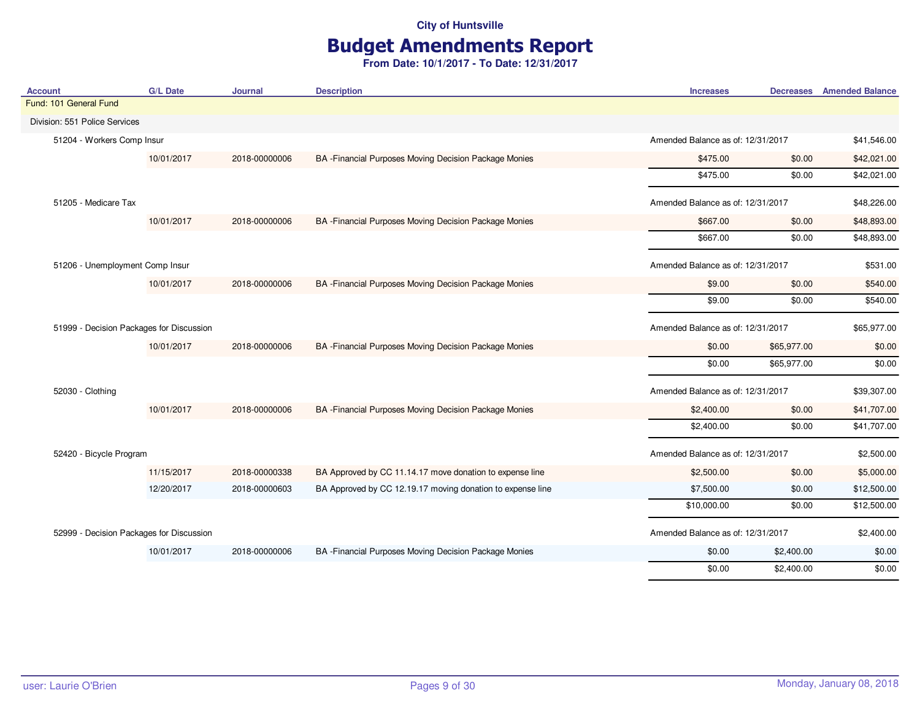City of Huntsville

# Budget Amendments Report

**From Date: 10/1/2017 - To Date: 12/31/2017**

| Account | G/L Date | Journal | Description | Increases | Decreases | Amended Balance |
|---|---|---|---|---|---|---|
| Fund: 101 General Fund | | | | | | |
| Division: 551 Police Services | | | | | | |
| 51204 - Workers Comp Insur | | | | Amended Balance as of: 12/31/2017 | | $41,546.00 |
| | 10/01/2017 | 2018-00000006 | BA -Financial Purposes Moving Decision Package Monies | $475.00 | $0.00 | $42,021.00 |
| | | | | $475.00 | $0.00 | $42,021.00 |
| 51205 - Medicare Tax | | | | Amended Balance as of: 12/31/2017 | | $48,226.00 |
| | 10/01/2017 | 2018-00000006 | BA -Financial Purposes Moving Decision Package Monies | $667.00 | $0.00 | $48,893.00 |
| | | | | $667.00 | $0.00 | $48,893.00 |
| 51206 - Unemployment Comp Insur | | | | Amended Balance as of: 12/31/2017 | | $531.00 |
| | 10/01/2017 | 2018-00000006 | BA -Financial Purposes Moving Decision Package Monies | $9.00 | $0.00 | $540.00 |
| | | | | $9.00 | $0.00 | $540.00 |
| 51999 - Decision Packages for Discussion | | | | Amended Balance as of: 12/31/2017 | | $65,977.00 |
| | 10/01/2017 | 2018-00000006 | BA -Financial Purposes Moving Decision Package Monies | $0.00 | $65,977.00 | $0.00 |
| | | | | $0.00 | $65,977.00 | $0.00 |
| 52030 - Clothing | | | | Amended Balance as of: 12/31/2017 | | $39,307.00 |
| | 10/01/2017 | 2018-00000006 | BA -Financial Purposes Moving Decision Package Monies | $2,400.00 | $0.00 | $41,707.00 |
| | | | | $2,400.00 | $0.00 | $41,707.00 |
| 52420 - Bicycle Program | | | | Amended Balance as of: 12/31/2017 | | $2,500.00 |
| | 11/15/2017 | 2018-00000338 | BA Approved by CC 11.14.17 move donation to expense line | $2,500.00 | $0.00 | $5,000.00 |
| | 12/20/2017 | 2018-00000603 | BA Approved by CC 12.19.17 moving donation to expense line | $7,500.00 | $0.00 | $12,500.00 |
| | | | | $10,000.00 | $0.00 | $12,500.00 |
| 52999 - Decision Packages for Discussion | | | | Amended Balance as of: 12/31/2017 | | $2,400.00 |
| | 10/01/2017 | 2018-00000006 | BA -Financial Purposes Moving Decision Package Monies | $0.00 | $2,400.00 | $0.00 |
| | | | | $0.00 | $2,400.00 | $0.00 |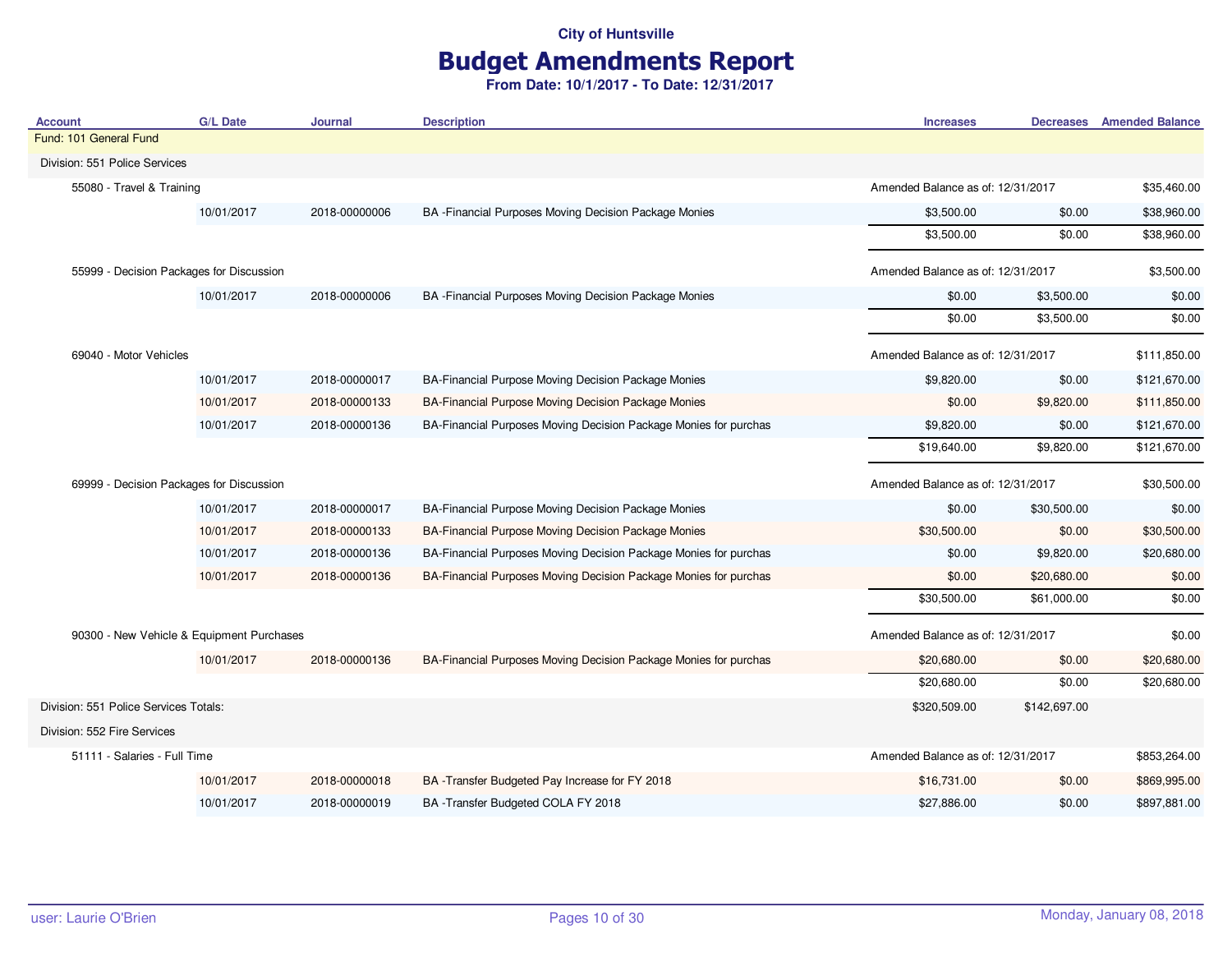City of Huntsville

# Budget Amendments Report

**From Date: 10/1/2017 - To Date: 12/31/2017**

| Account | G/L Date | Journal | Description | Increases | Decreases | Amended Balance |
|---|---|---|---|---|---|---|
| Fund: 101 General Fund | | | | | | |
| Division: 551 Police Services | | | | | | |
| 55080 - Travel & Training | | | | Amended Balance as of: 12/31/2017 | | $35,460.00 |
| | 10/01/2017 | 2018-00000006 | BA -Financial Purposes Moving Decision Package Monies | $3,500.00 | $0.00 | $38,960.00 |
| | | | | $3,500.00 | $0.00 | $38,960.00 |
| 55999 - Decision Packages for Discussion | | | | Amended Balance as of: 12/31/2017 | | $3,500.00 |
| | 10/01/2017 | 2018-00000006 | BA -Financial Purposes Moving Decision Package Monies | $0.00 | $3,500.00 | $0.00 |
| | | | | $0.00 | $3,500.00 | $0.00 |
| 69040 - Motor Vehicles | | | | Amended Balance as of: 12/31/2017 | | $111,850.00 |
| | 10/01/2017 | 2018-00000017 | BA-Financial Purpose Moving Decision Package Monies | $9,820.00 | $0.00 | $121,670.00 |
| | 10/01/2017 | 2018-00000133 | BA-Financial Purpose Moving Decision Package Monies | $0.00 | $9,820.00 | $111,850.00 |
| | 10/01/2017 | 2018-00000136 | BA-Financial Purposes Moving Decision Package Monies for purchas | $9,820.00 | $0.00 | $121,670.00 |
| | | | | $19,640.00 | $9,820.00 | $121,670.00 |
| 69999 - Decision Packages for Discussion | | | | Amended Balance as of: 12/31/2017 | | $30,500.00 |
| | 10/01/2017 | 2018-00000017 | BA-Financial Purpose Moving Decision Package Monies | $0.00 | $30,500.00 | $0.00 |
| | 10/01/2017 | 2018-00000133 | BA-Financial Purpose Moving Decision Package Monies | $30,500.00 | $0.00 | $30,500.00 |
| | 10/01/2017 | 2018-00000136 | BA-Financial Purposes Moving Decision Package Monies for purchas | $0.00 | $9,820.00 | $20,680.00 |
| | 10/01/2017 | 2018-00000136 | BA-Financial Purposes Moving Decision Package Monies for purchas | $0.00 | $20,680.00 | $0.00 |
| | | | | $30,500.00 | $61,000.00 | $0.00 |
| 90300 - New Vehicle & Equipment Purchases | | | | Amended Balance as of: 12/31/2017 | | $0.00 |
| | 10/01/2017 | 2018-00000136 | BA-Financial Purposes Moving Decision Package Monies for purchas | $20,680.00 | $0.00 | $20,680.00 |
| | | | | $20,680.00 | $0.00 | $20,680.00 |
| Division: 551 Police Services Totals: | | | | $320,509.00 | $142,697.00 | |
| Division: 552 Fire Services | | | | | | |
| 51111 - Salaries - Full Time | | | | Amended Balance as of: 12/31/2017 | | $853,264.00 |
| | 10/01/2017 | 2018-00000018 | BA -Transfer Budgeted Pay Increase for FY 2018 | $16,731.00 | $0.00 | $869,995.00 |
| | 10/01/2017 | 2018-00000019 | BA -Transfer Budgeted COLA FY 2018 | $27,886.00 | $0.00 | $897,881.00 |

user: Laurie O'Brien

Monday, January 08, 2018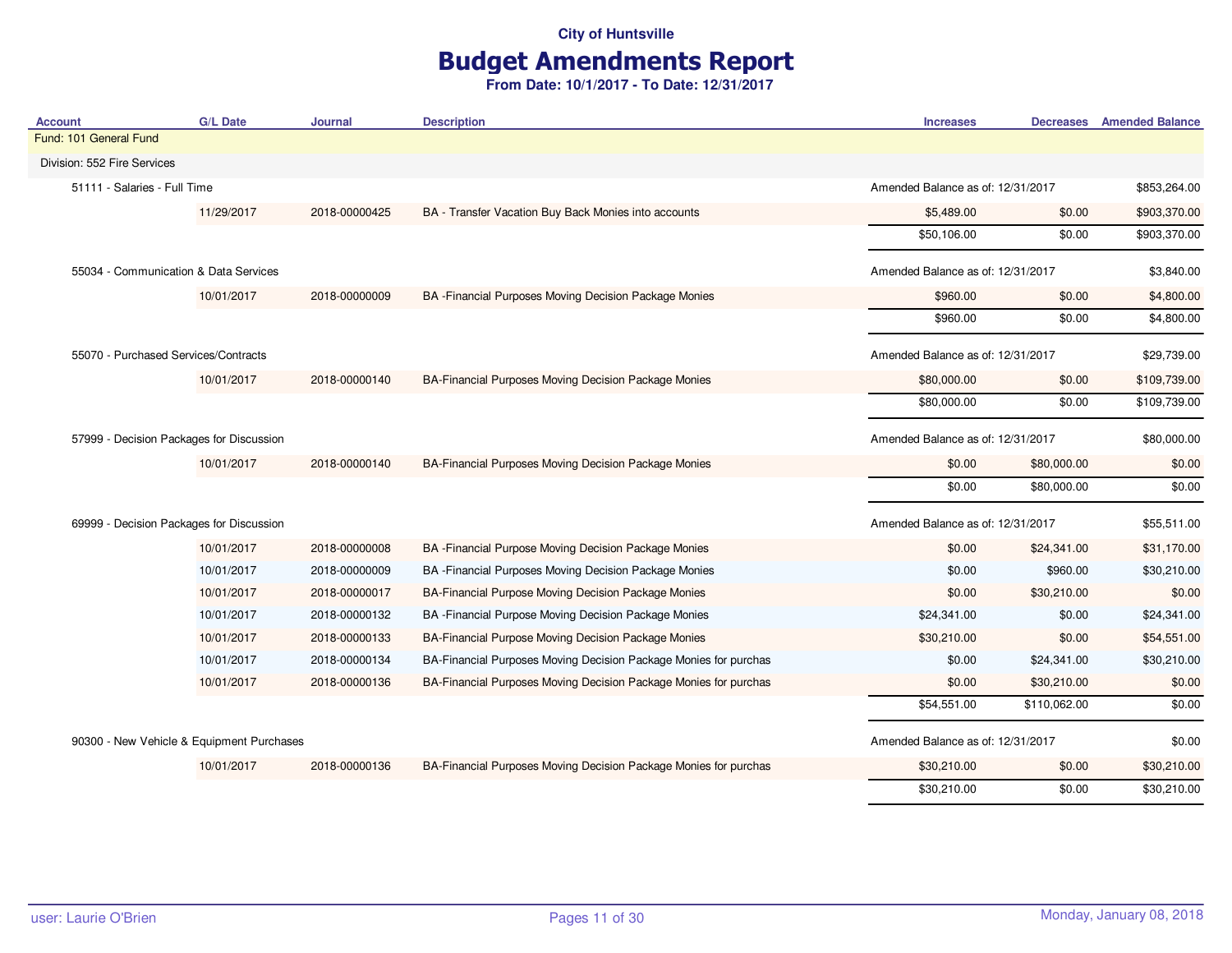City of Huntsville

# Budget Amendments Report

**From Date: 10/1/2017 - To Date: 12/31/2017**

| Account | G/L Date | Journal | Description | Increases | Decreases | Amended Balance |
|---|---|---|---|---|---|---|
| Fund: 101 General Fund | | | | | | |
| Division: 552 Fire Services | | | | | | |
| 51111 - Salaries - Full Time | | | | Amended Balance as of: 12/31/2017 | | $853,264.00 |
| | 11/29/2017 | 2018-00000425 | BA - Transfer Vacation Buy Back Monies into accounts | $5,489.00 | $0.00 | $903,370.00 |
| | | | | $50,106.00 | $0.00 | $903,370.00 |
| 55034 - Communication & Data Services | | | | Amended Balance as of: 12/31/2017 | | $3,840.00 |
| | 10/01/2017 | 2018-00000009 | BA -Financial Purposes Moving Decision Package Monies | $960.00 | $0.00 | $4,800.00 |
| | | | | $960.00 | $0.00 | $4,800.00 |
| 55070 - Purchased Services/Contracts | | | | Amended Balance as of: 12/31/2017 | | $29,739.00 |
| | 10/01/2017 | 2018-00000140 | BA-Financial Purposes Moving Decision Package Monies | $80,000.00 | $0.00 | $109,739.00 |
| | | | | $80,000.00 | $0.00 | $109,739.00 |
| 57999 - Decision Packages for Discussion | | | | Amended Balance as of: 12/31/2017 | | $80,000.00 |
| | 10/01/2017 | 2018-00000140 | BA-Financial Purposes Moving Decision Package Monies | $0.00 | $80,000.00 | $0.00 |
| | | | | $0.00 | $80,000.00 | $0.00 |
| 69999 - Decision Packages for Discussion | | | | Amended Balance as of: 12/31/2017 | | $55,511.00 |
| | 10/01/2017 | 2018-00000008 | BA -Financial Purpose Moving Decision Package Monies | $0.00 | $24,341.00 | $31,170.00 |
| | 10/01/2017 | 2018-00000009 | BA -Financial Purposes Moving Decision Package Monies | $0.00 | $960.00 | $30,210.00 |
| | 10/01/2017 | 2018-00000017 | BA-Financial Purpose Moving Decision Package Monies | $0.00 | $30,210.00 | $0.00 |
| | 10/01/2017 | 2018-00000132 | BA -Financial Purpose Moving Decision Package Monies | $24,341.00 | $0.00 | $24,341.00 |
| | 10/01/2017 | 2018-00000133 | BA-Financial Purpose Moving Decision Package Monies | $30,210.00 | $0.00 | $54,551.00 |
| | 10/01/2017 | 2018-00000134 | BA-Financial Purposes Moving Decision Package Monies for purchas | $0.00 | $24,341.00 | $30,210.00 |
| | 10/01/2017 | 2018-00000136 | BA-Financial Purposes Moving Decision Package Monies for purchas | $0.00 | $30,210.00 | $0.00 |
| | | | | $54,551.00 | $110,062.00 | $0.00 |
| 90300 - New Vehicle & Equipment Purchases | | | | Amended Balance as of: 12/31/2017 | | $0.00 |
| | 10/01/2017 | 2018-00000136 | BA-Financial Purposes Moving Decision Package Monies for purchas | $30,210.00 | $0.00 | $30,210.00 |
| | | | | $30,210.00 | $0.00 | $30,210.00 |

user: Laurie O'Brien

Monday, January 08, 2018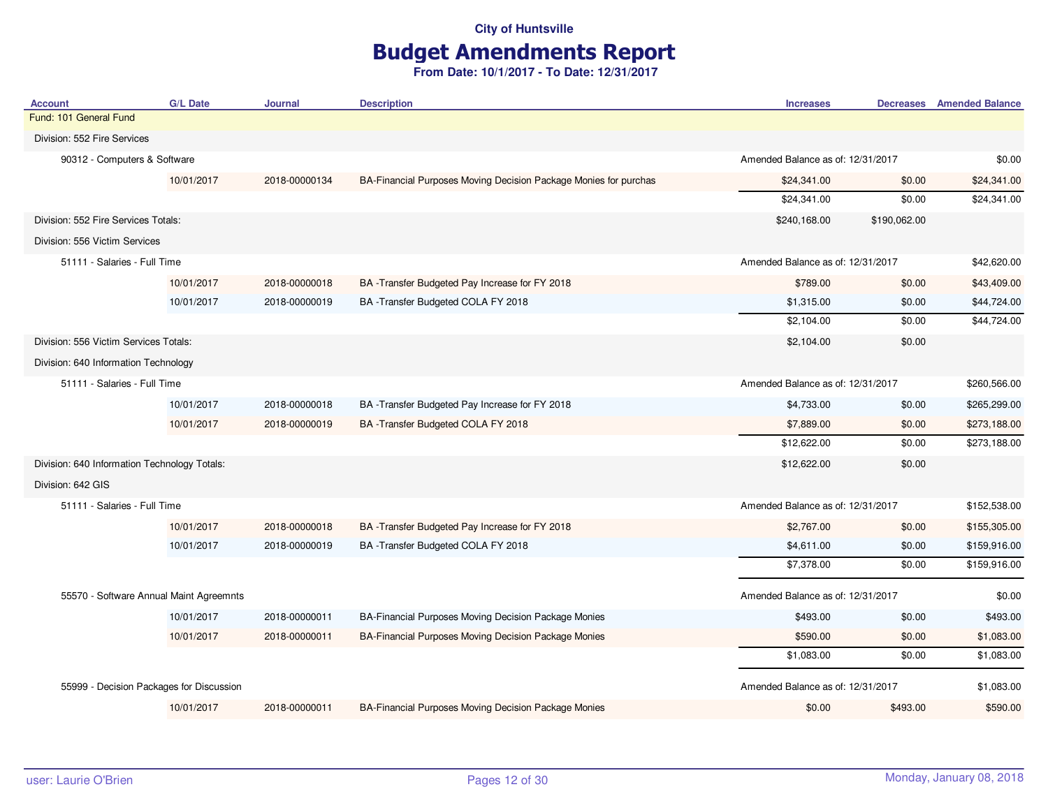City of Huntsville

# Budget Amendments Report

**From Date: 10/1/2017 - To Date: 12/31/2017**

| Account | G/L Date | Journal | Description | Increases | Decreases | Amended Balance |
|---|---|---|---|---|---|---|
| Fund: 101 General Fund | | | | | | |
| Division: 552 Fire Services | | | | | | |
| 90312 - Computers & Software | | | | Amended Balance as of: 12/31/2017 | | $0.00 |
| | 10/01/2017 | 2018-00000134 | BA-Financial Purposes Moving Decision Package Monies for purchas | $24,341.00 | $0.00 | $24,341.00 |
| | | | | $24,341.00 | $0.00 | $24,341.00 |
| Division: 552 Fire Services Totals: | | | | $240,168.00 | $190,062.00 | |
| Division: 556 Victim Services | | | | | | |
| 51111 - Salaries - Full Time | | | | Amended Balance as of: 12/31/2017 | | $42,620.00 |
| | 10/01/2017 | 2018-00000018 | BA -Transfer Budgeted Pay Increase for FY 2018 | $789.00 | $0.00 | $43,409.00 |
| | 10/01/2017 | 2018-00000019 | BA -Transfer Budgeted COLA FY 2018 | $1,315.00 | $0.00 | $44,724.00 |
| | | | | $2,104.00 | $0.00 | $44,724.00 |
| Division: 556 Victim Services Totals: | | | | $2,104.00 | $0.00 | |
| Division: 640 Information Technology | | | | | | |
| 51111 - Salaries - Full Time | | | | Amended Balance as of: 12/31/2017 | | $260,566.00 |
| | 10/01/2017 | 2018-00000018 | BA -Transfer Budgeted Pay Increase for FY 2018 | $4,733.00 | $0.00 | $265,299.00 |
| | 10/01/2017 | 2018-00000019 | BA -Transfer Budgeted COLA FY 2018 | $7,889.00 | $0.00 | $273,188.00 |
| | | | | $12,622.00 | $0.00 | $273,188.00 |
| Division: 640 Information Technology Totals: | | | | $12,622.00 | $0.00 | |
| Division: 642 GIS | | | | | | |
| 51111 - Salaries - Full Time | | | | Amended Balance as of: 12/31/2017 | | $152,538.00 |
| | 10/01/2017 | 2018-00000018 | BA -Transfer Budgeted Pay Increase for FY 2018 | $2,767.00 | $0.00 | $155,305.00 |
| | 10/01/2017 | 2018-00000019 | BA -Transfer Budgeted COLA FY 2018 | $4,611.00 | $0.00 | $159,916.00 |
| | | | | $7,378.00 | $0.00 | $159,916.00 |
| 55570 - Software Annual Maint Agreemnts | | | | Amended Balance as of: 12/31/2017 | | $0.00 |
| | 10/01/2017 | 2018-00000011 | BA-Financial Purposes Moving Decision Package Monies | $493.00 | $0.00 | $493.00 |
| | 10/01/2017 | 2018-00000011 | BA-Financial Purposes Moving Decision Package Monies | $590.00 | $0.00 | $1,083.00 |
| | | | | $1,083.00 | $0.00 | $1,083.00 |
| 55999 - Decision Packages for Discussion | | | | Amended Balance as of: 12/31/2017 | | $1,083.00 |
| | 10/01/2017 | 2018-00000011 | BA-Financial Purposes Moving Decision Package Monies | $0.00 | $493.00 | $590.00 |

user: Laurie O'Brien

Monday, January 08, 2018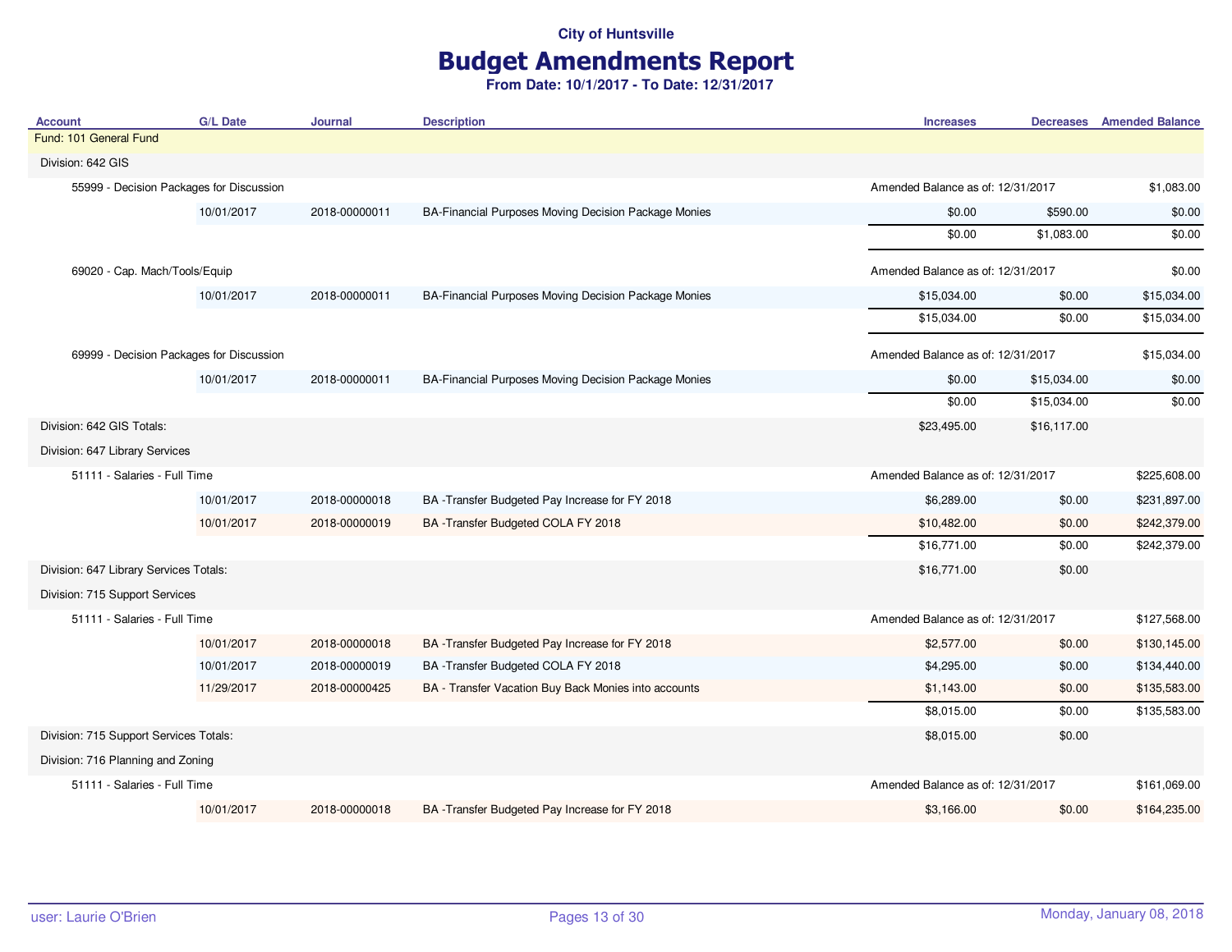City of Huntsville

# Budget Amendments Report

**From Date: 10/1/2017 - To Date: 12/31/2017**

| Account | G/L Date | Journal | Description | Increases | Decreases | Amended Balance |
|---|---|---|---|---|---|---|
| Fund: 101 General Fund | | | | | | |
| Division: 642 GIS | | | | | | |
| 55999 - Decision Packages for Discussion | | | | Amended Balance as of: 12/31/2017 | | $1,083.00 |
| | 10/01/2017 | 2018-00000011 | BA-Financial Purposes Moving Decision Package Monies | $0.00 | $590.00 | $0.00 |
| | | | | $0.00 | $1,083.00 | $0.00 |
| 69020 - Cap. Mach/Tools/Equip | | | | Amended Balance as of: 12/31/2017 | | $0.00 |
| | 10/01/2017 | 2018-00000011 | BA-Financial Purposes Moving Decision Package Monies | $15,034.00 | $0.00 | $15,034.00 |
| | | | | $15,034.00 | $0.00 | $15,034.00 |
| 69999 - Decision Packages for Discussion | | | | Amended Balance as of: 12/31/2017 | | $15,034.00 |
| | 10/01/2017 | 2018-00000011 | BA-Financial Purposes Moving Decision Package Monies | $0.00 | $15,034.00 | $0.00 |
| | | | | $0.00 | $15,034.00 | $0.00 |
| Division: 642 GIS Totals: | | | | $23,495.00 | $16,117.00 | |
| Division: 647 Library Services | | | | | | |
| 51111 - Salaries - Full Time | | | | Amended Balance as of: 12/31/2017 | | $225,608.00 |
| | 10/01/2017 | 2018-00000018 | BA -Transfer Budgeted Pay Increase for FY 2018 | $6,289.00 | $0.00 | $231,897.00 |
| | 10/01/2017 | 2018-00000019 | BA -Transfer Budgeted COLA FY 2018 | $10,482.00 | $0.00 | $242,379.00 |
| | | | | $16,771.00 | $0.00 | $242,379.00 |
| Division: 647 Library Services Totals: | | | | $16,771.00 | $0.00 | |
| Division: 715 Support Services | | | | | | |
| 51111 - Salaries - Full Time | | | | Amended Balance as of: 12/31/2017 | | $127,568.00 |
| | 10/01/2017 | 2018-00000018 | BA -Transfer Budgeted Pay Increase for FY 2018 | $2,577.00 | $0.00 | $130,145.00 |
| | 10/01/2017 | 2018-00000019 | BA -Transfer Budgeted COLA FY 2018 | $4,295.00 | $0.00 | $134,440.00 |
| | 11/29/2017 | 2018-00000425 | BA - Transfer Vacation Buy Back Monies into accounts | $1,143.00 | $0.00 | $135,583.00 |
| | | | | $8,015.00 | $0.00 | $135,583.00 |
| Division: 715 Support Services Totals: | | | | $8,015.00 | $0.00 | |
| Division: 716 Planning and Zoning | | | | | | |
| 51111 - Salaries - Full Time | | | | Amended Balance as of: 12/31/2017 | | $161,069.00 |
| | 10/01/2017 | 2018-00000018 | BA -Transfer Budgeted Pay Increase for FY 2018 | $3,166.00 | $0.00 | $164,235.00 |

user: Laurie O'Brien

Monday, January 08, 2018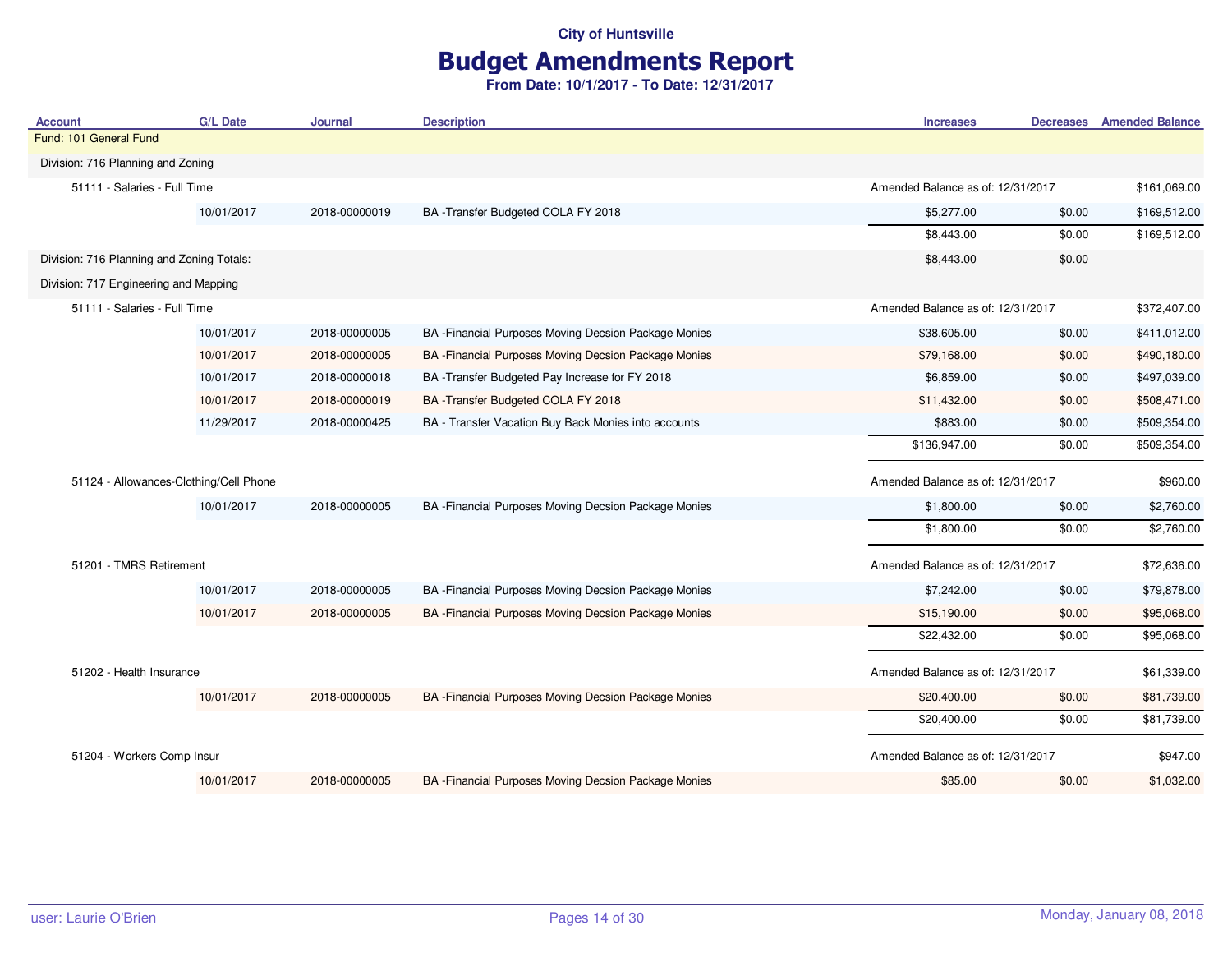City of Huntsville

# Budget Amendments Report

**From Date: 10/1/2017 - To Date: 12/31/2017**

| Account | G/L Date | Journal | Description | Increases | Decreases | Amended Balance |
|---|---|---|---|---|---|---|
| Fund: 101 General Fund | | | | | | |
| Division: 716 Planning and Zoning | | | | | | |
| 51111 - Salaries - Full Time | | | | Amended Balance as of: 12/31/2017 | | $161,069.00 |
| | 10/01/2017 | 2018-00000019 | BA -Transfer Budgeted COLA FY 2018 | $5,277.00 | $0.00 | $169,512.00 |
| | | | | $8,443.00 | $0.00 | $169,512.00 |
| Division: 716 Planning and Zoning Totals: | | | | $8,443.00 | $0.00 | |
| Division: 717 Engineering and Mapping | | | | | | |
| 51111 - Salaries - Full Time | | | | Amended Balance as of: 12/31/2017 | | $372,407.00 |
| | 10/01/2017 | 2018-00000005 | BA -Financial Purposes Moving Decsion Package Monies | $38,605.00 | $0.00 | $411,012.00 |
| | 10/01/2017 | 2018-00000005 | BA -Financial Purposes Moving Decsion Package Monies | $79,168.00 | $0.00 | $490,180.00 |
| | 10/01/2017 | 2018-00000018 | BA -Transfer Budgeted Pay Increase for FY 2018 | $6,859.00 | $0.00 | $497,039.00 |
| | 10/01/2017 | 2018-00000019 | BA -Transfer Budgeted COLA FY 2018 | $11,432.00 | $0.00 | $508,471.00 |
| | 11/29/2017 | 2018-00000425 | BA - Transfer Vacation Buy Back Monies into accounts | $883.00 | $0.00 | $509,354.00 |
| | | | | $136,947.00 | $0.00 | $509,354.00 |
| 51124 - Allowances-Clothing/Cell Phone | | | | Amended Balance as of: 12/31/2017 | | $960.00 |
| | 10/01/2017 | 2018-00000005 | BA -Financial Purposes Moving Decsion Package Monies | $1,800.00 | $0.00 | $2,760.00 |
| | | | | $1,800.00 | $0.00 | $2,760.00 |
| 51201 - TMRS Retirement | | | | Amended Balance as of: 12/31/2017 | | $72,636.00 |
| | 10/01/2017 | 2018-00000005 | BA -Financial Purposes Moving Decsion Package Monies | $7,242.00 | $0.00 | $79,878.00 |
| | 10/01/2017 | 2018-00000005 | BA -Financial Purposes Moving Decsion Package Monies | $15,190.00 | $0.00 | $95,068.00 |
| | | | | $22,432.00 | $0.00 | $95,068.00 |
| 51202 - Health Insurance | | | | Amended Balance as of: 12/31/2017 | | $61,339.00 |
| | 10/01/2017 | 2018-00000005 | BA -Financial Purposes Moving Decsion Package Monies | $20,400.00 | $0.00 | $81,739.00 |
| | | | | $20,400.00 | $0.00 | $81,739.00 |
| 51204 - Workers Comp Insur | | | | Amended Balance as of: 12/31/2017 | | $947.00 |
| | 10/01/2017 | 2018-00000005 | BA -Financial Purposes Moving Decsion Package Monies | $85.00 | $0.00 | $1,032.00 |

user: Laurie O'Brien

Monday, January 08, 2018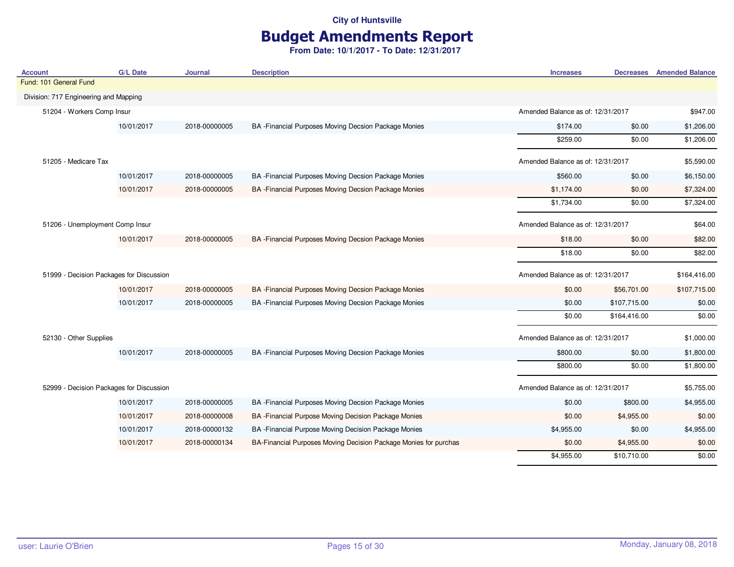City of Huntsville

# Budget Amendments Report

**From Date: 10/1/2017 - To Date: 12/31/2017**

| Account | G/L Date | Journal | Description | Increases | Decreases | Amended Balance |
|---|---|---|---|---|---|---|
| Fund: 101 General Fund | | | | | | |
| Division: 717 Engineering and Mapping | | | | | | |
| 51204 - Workers Comp Insur | | | | Amended Balance as of: 12/31/2017 | | $947.00 |
| | 10/01/2017 | 2018-00000005 | BA -Financial Purposes Moving Decsion Package Monies | $174.00 | $0.00 | $1,206.00 |
| | | | | $259.00 | $0.00 | $1,206.00 |
| 51205 - Medicare Tax | | | | Amended Balance as of: 12/31/2017 | | $5,590.00 |
| | 10/01/2017 | 2018-00000005 | BA -Financial Purposes Moving Decsion Package Monies | $560.00 | $0.00 | $6,150.00 |
| | 10/01/2017 | 2018-00000005 | BA -Financial Purposes Moving Decsion Package Monies | $1,174.00 | $0.00 | $7,324.00 |
| | | | | $1,734.00 | $0.00 | $7,324.00 |
| 51206 - Unemployment Comp Insur | | | | Amended Balance as of: 12/31/2017 | | $64.00 |
| | 10/01/2017 | 2018-00000005 | BA -Financial Purposes Moving Decsion Package Monies | $18.00 | $0.00 | $82.00 |
| | | | | $18.00 | $0.00 | $82.00 |
| 51999 - Decision Packages for Discussion | | | | Amended Balance as of: 12/31/2017 | | $164,416.00 |
| | 10/01/2017 | 2018-00000005 | BA -Financial Purposes Moving Decsion Package Monies | $0.00 | $56,701.00 | $107,715.00 |
| | 10/01/2017 | 2018-00000005 | BA -Financial Purposes Moving Decsion Package Monies | $0.00 | $107,715.00 | $0.00 |
| | | | | $0.00 | $164,416.00 | $0.00 |
| 52130 - Other Supplies | | | | Amended Balance as of: 12/31/2017 | | $1,000.00 |
| | 10/01/2017 | 2018-00000005 | BA -Financial Purposes Moving Decsion Package Monies | $800.00 | $0.00 | $1,800.00 |
| | | | | $800.00 | $0.00 | $1,800.00 |
| 52999 - Decision Packages for Discussion | | | | Amended Balance as of: 12/31/2017 | | $5,755.00 |
| | 10/01/2017 | 2018-00000005 | BA -Financial Purposes Moving Decsion Package Monies | $0.00 | $800.00 | $4,955.00 |
| | 10/01/2017 | 2018-00000008 | BA -Financial Purpose Moving Decision Package Monies | $0.00 | $4,955.00 | $0.00 |
| | 10/01/2017 | 2018-00000132 | BA -Financial Purpose Moving Decision Package Monies | $4,955.00 | $0.00 | $4,955.00 |
| | 10/01/2017 | 2018-00000134 | BA-Financial Purposes Moving Decision Package Monies for purchas | $0.00 | $4,955.00 | $0.00 |
| | | | | $4,955.00 | $10,710.00 | $0.00 |

user: Laurie O'Brien

Monday, January 08, 2018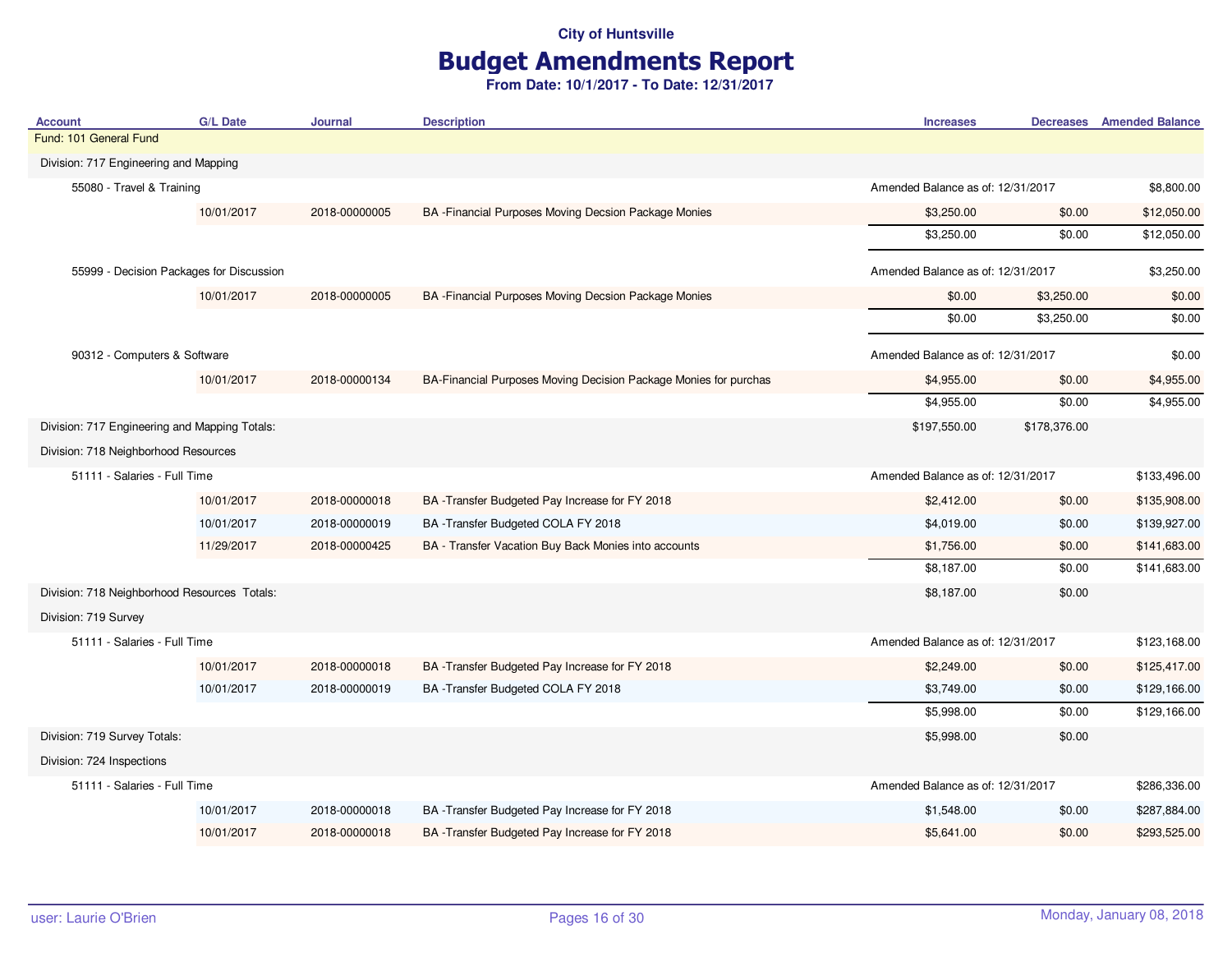City of Huntsville

# Budget Amendments Report

**From Date: 10/1/2017 - To Date: 12/31/2017**

| Account | G/L Date | Journal | Description | Increases | Decreases | Amended Balance |
|---|---|---|---|---|---|---|
| Fund: 101 General Fund | | | | | | |
| Division: 717 Engineering and Mapping | | | | | | |
| 55080 - Travel & Training | | | | Amended Balance as of: 12/31/2017 | | $8,800.00 |
| | 10/01/2017 | 2018-00000005 | BA -Financial Purposes Moving Decsion Package Monies | $3,250.00 | $0.00 | $12,050.00 |
| | | | | $3,250.00 | $0.00 | $12,050.00 |
| 55999 - Decision Packages for Discussion | | | | Amended Balance as of: 12/31/2017 | | $3,250.00 |
| | 10/01/2017 | 2018-00000005 | BA -Financial Purposes Moving Decsion Package Monies | $0.00 | $3,250.00 | $0.00 |
| | | | | $0.00 | $3,250.00 | $0.00 |
| 90312 - Computers & Software | | | | Amended Balance as of: 12/31/2017 | | $0.00 |
| | 10/01/2017 | 2018-00000134 | BA-Financial Purposes Moving Decision Package Monies for purchas | $4,955.00 | $0.00 | $4,955.00 |
| | | | | $4,955.00 | $0.00 | $4,955.00 |
| Division: 717 Engineering and Mapping Totals: | | | | $197,550.00 | $178,376.00 | |
| Division: 718 Neighborhood Resources | | | | | | |
| 51111 - Salaries - Full Time | | | | Amended Balance as of: 12/31/2017 | | $133,496.00 |
| | 10/01/2017 | 2018-00000018 | BA -Transfer Budgeted Pay Increase for FY 2018 | $2,412.00 | $0.00 | $135,908.00 |
| | 10/01/2017 | 2018-00000019 | BA -Transfer Budgeted COLA FY 2018 | $4,019.00 | $0.00 | $139,927.00 |
| | 11/29/2017 | 2018-00000425 | BA - Transfer Vacation Buy Back Monies into accounts | $1,756.00 | $0.00 | $141,683.00 |
| | | | | $8,187.00 | $0.00 | $141,683.00 |
| Division: 718 Neighborhood Resources Totals: | | | | $8,187.00 | $0.00 | |
| Division: 719 Survey | | | | | | |
| 51111 - Salaries - Full Time | | | | Amended Balance as of: 12/31/2017 | | $123,168.00 |
| | 10/01/2017 | 2018-00000018 | BA -Transfer Budgeted Pay Increase for FY 2018 | $2,249.00 | $0.00 | $125,417.00 |
| | 10/01/2017 | 2018-00000019 | BA -Transfer Budgeted COLA FY 2018 | $3,749.00 | $0.00 | $129,166.00 |
| | | | | $5,998.00 | $0.00 | $129,166.00 |
| Division: 719 Survey Totals: | | | | $5,998.00 | $0.00 | |
| Division: 724 Inspections | | | | | | |
| 51111 - Salaries - Full Time | | | | Amended Balance as of: 12/31/2017 | | $286,336.00 |
| | 10/01/2017 | 2018-00000018 | BA -Transfer Budgeted Pay Increase for FY 2018 | $1,548.00 | $0.00 | $287,884.00 |
| | 10/01/2017 | 2018-00000018 | BA -Transfer Budgeted Pay Increase for FY 2018 | $5,641.00 | $0.00 | $293,525.00 |

user: Laurie O'Brien

Monday, January 08, 2018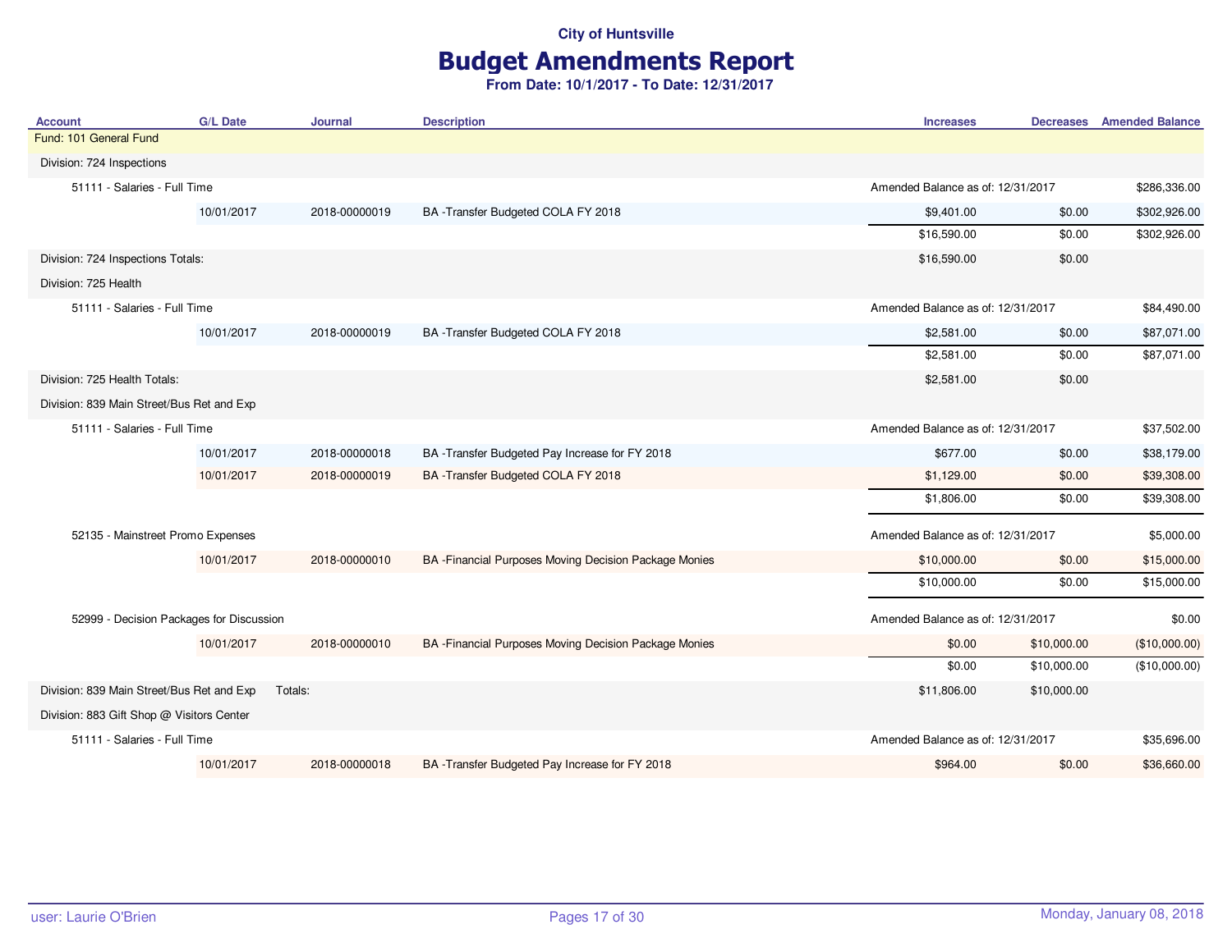City of Huntsville

# Budget Amendments Report

**From Date: 10/1/2017 - To Date: 12/31/2017**

| Account | G/L Date | Journal | Description | Increases | Decreases | Amended Balance |
|---|---|---|---|---|---|---|
| Fund: 101 General Fund | | | | | | |
| Division: 724 Inspections | | | | | | |
| 51111 - Salaries - Full Time | | | | Amended Balance as of: 12/31/2017 | | $286,336.00 |
| | 10/01/2017 | 2018-00000019 | BA -Transfer Budgeted COLA FY 2018 | $9,401.00 | $0.00 | $302,926.00 |
| | | | | $16,590.00 | $0.00 | $302,926.00 |
| Division: 724 Inspections Totals: | | | | $16,590.00 | $0.00 | |
| Division: 725 Health | | | | | | |
| 51111 - Salaries - Full Time | | | | Amended Balance as of: 12/31/2017 | | $84,490.00 |
| | 10/01/2017 | 2018-00000019 | BA -Transfer Budgeted COLA FY 2018 | $2,581.00 | $0.00 | $87,071.00 |
| | | | | $2,581.00 | $0.00 | $87,071.00 |
| Division: 725 Health Totals: | | | | $2,581.00 | $0.00 | |
| Division: 839 Main Street/Bus Ret and Exp | | | | | | |
| 51111 - Salaries - Full Time | | | | Amended Balance as of: 12/31/2017 | | $37,502.00 |
| | 10/01/2017 | 2018-00000018 | BA -Transfer Budgeted Pay Increase for FY 2018 | $677.00 | $0.00 | $38,179.00 |
| | 10/01/2017 | 2018-00000019 | BA -Transfer Budgeted COLA FY 2018 | $1,129.00 | $0.00 | $39,308.00 |
| | | | | $1,806.00 | $0.00 | $39,308.00 |
| 52135 - Mainstreet Promo Expenses | | | | Amended Balance as of: 12/31/2017 | | $5,000.00 |
| | 10/01/2017 | 2018-00000010 | BA -Financial Purposes Moving Decision Package Monies | $10,000.00 | $0.00 | $15,000.00 |
| | | | | $10,000.00 | $0.00 | $15,000.00 |
| 52999 - Decision Packages for Discussion | | | | Amended Balance as of: 12/31/2017 | | $0.00 |
| | 10/01/2017 | 2018-00000010 | BA -Financial Purposes Moving Decision Package Monies | $0.00 | $10,000.00 | ($10,000.00) |
| | | | | $0.00 | $10,000.00 | ($10,000.00) |
| Division: 839 Main Street/Bus Ret and Exp Totals: | | | | $11,806.00 | $10,000.00 | |
| Division: 883 Gift Shop @ Visitors Center | | | | | | |
| 51111 - Salaries - Full Time | | | | Amended Balance as of: 12/31/2017 | | $35,696.00 |
| | 10/01/2017 | 2018-00000018 | BA -Transfer Budgeted Pay Increase for FY 2018 | $964.00 | $0.00 | $36,660.00 |

user: Laurie O'Brien

Monday, January 08, 2018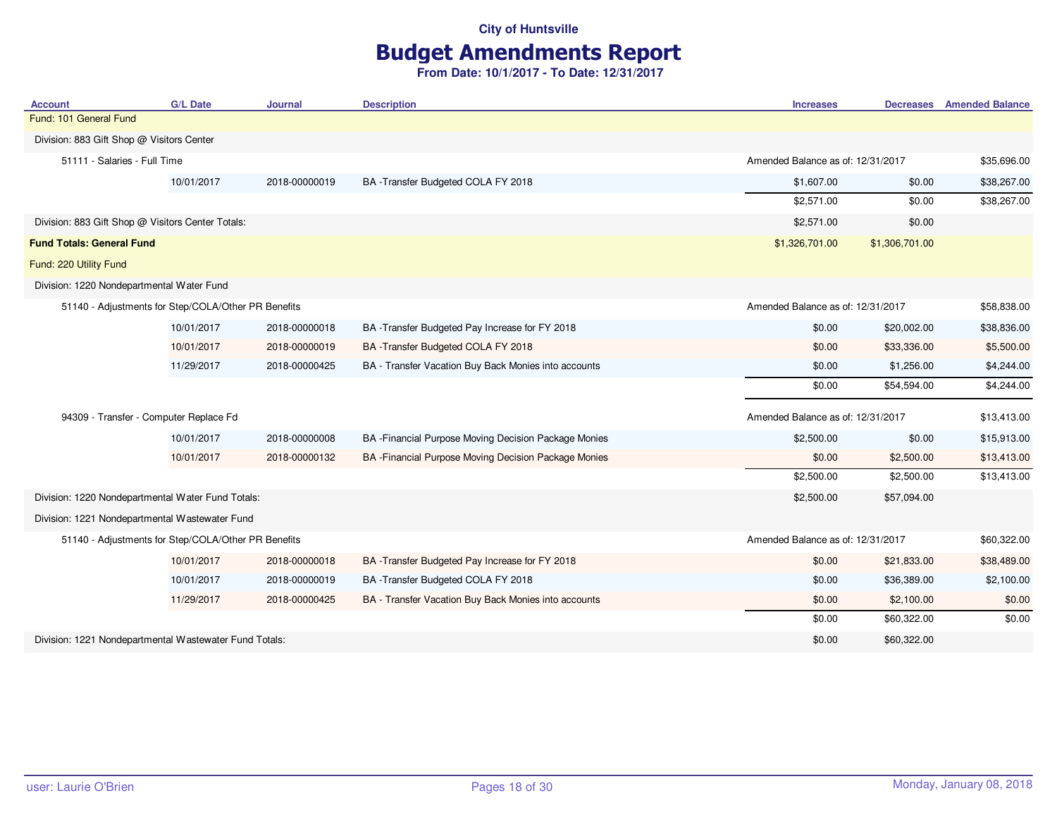City of Huntsville

# Budget Amendments Report

**From Date: 10/1/2017 - To Date: 12/31/2017**

| Account | G/L Date | Journal | Description | Increases | Decreases | Amended Balance |
|---|---|---|---|---|---|---|
| Fund: 101 General Fund | | | | | | |
| Division: 883 Gift Shop @ Visitors Center | | | | | | |
| 51111 - Salaries - Full Time | | | | Amended Balance as of: 12/31/2017 | | $35,696.00 |
| | 10/01/2017 | 2018-00000019 | BA -Transfer Budgeted COLA FY 2018 | $1,607.00 | $0.00 | $38,267.00 |
| | | | | $2,571.00 | $0.00 | $38,267.00 |
| Division: 883 Gift Shop @ Visitors Center Totals: | | | | $2,571.00 | $0.00 | |
| **Fund Totals: General Fund** | | | | $1,326,701.00 | $1,306,701.00 | |
| Fund: 220 Utility Fund | | | | | | |
| Division: 1220 Nondepartmental Water Fund | | | | | | |
| 51140 - Adjustments for Step/COLA/Other PR Benefits | | | | Amended Balance as of: 12/31/2017 | | $58,838.00 |
| | 10/01/2017 | 2018-00000018 | BA -Transfer Budgeted Pay Increase for FY 2018 | $0.00 | $20,002.00 | $38,836.00 |
| | 10/01/2017 | 2018-00000019 | BA -Transfer Budgeted COLA FY 2018 | $0.00 | $33,336.00 | $5,500.00 |
| | 11/29/2017 | 2018-00000425 | BA - Transfer Vacation Buy Back Monies into accounts | $0.00 | $1,256.00 | $4,244.00 |
| | | | | $0.00 | $54,594.00 | $4,244.00 |
| 94309 - Transfer - Computer Replace Fd | | | | Amended Balance as of: 12/31/2017 | | $13,413.00 |
| | 10/01/2017 | 2018-00000008 | BA -Financial Purpose Moving Decision Package Monies | $2,500.00 | $0.00 | $15,913.00 |
| | 10/01/2017 | 2018-00000132 | BA -Financial Purpose Moving Decision Package Monies | $0.00 | $2,500.00 | $13,413.00 |
| | | | | $2,500.00 | $2,500.00 | $13,413.00 |
| Division: 1220 Nondepartmental Water Fund Totals: | | | | $2,500.00 | $57,094.00 | |
| Division: 1221 Nondepartmental Wastewater Fund | | | | | | |
| 51140 - Adjustments for Step/COLA/Other PR Benefits | | | | Amended Balance as of: 12/31/2017 | | $60,322.00 |
| | 10/01/2017 | 2018-00000018 | BA -Transfer Budgeted Pay Increase for FY 2018 | $0.00 | $21,833.00 | $38,489.00 |
| | 10/01/2017 | 2018-00000019 | BA -Transfer Budgeted COLA FY 2018 | $0.00 | $36,389.00 | $2,100.00 |
| | 11/29/2017 | 2018-00000425 | BA - Transfer Vacation Buy Back Monies into accounts | $0.00 | $2,100.00 | $0.00 |
| | | | | $0.00 | $60,322.00 | $0.00 |
| Division: 1221 Nondepartmental Wastewater Fund Totals: | | | | $0.00 | $60,322.00 | |

user: Laurie O'Brien

Monday, January 08, 2018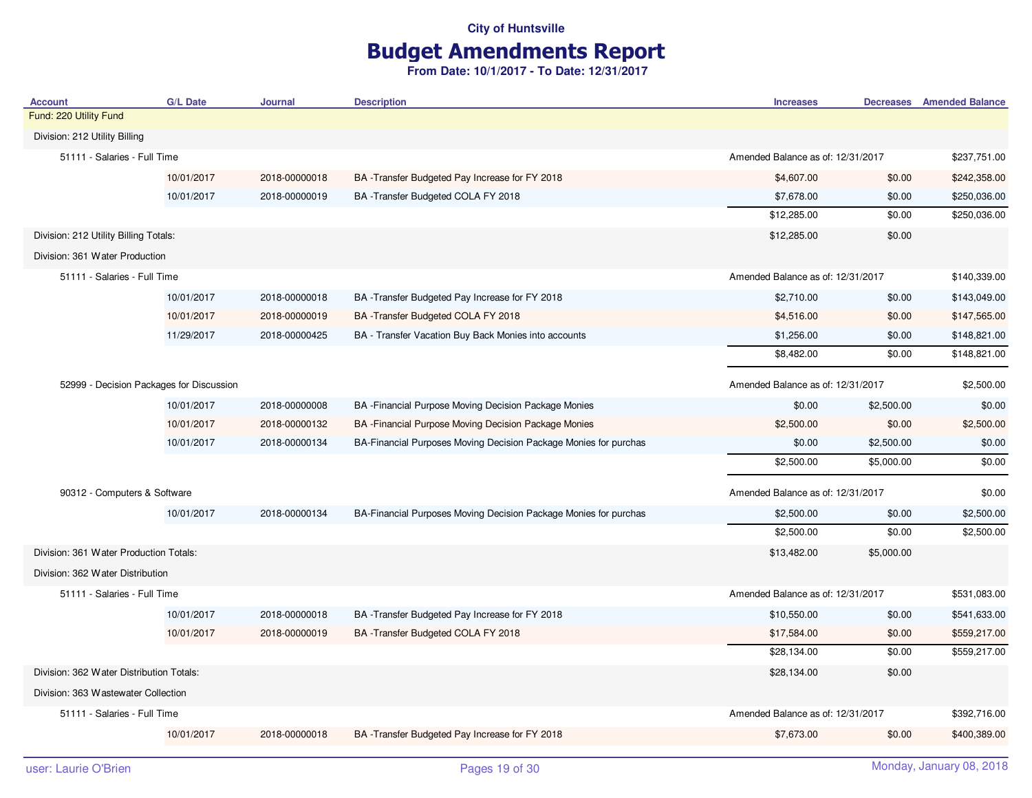City of Huntsville

# Budget Amendments Report

**From Date: 10/1/2017 - To Date: 12/31/2017**

| Account | G/L Date | Journal | Description | Increases | Decreases | Amended Balance |
|---|---|---|---|---|---|---|
| Fund: 220 Utility Fund | | | | | | |
| Division: 212 Utility Billing | | | | | | |
| 51111 - Salaries - Full Time | | | | Amended Balance as of: 12/31/2017 | | $237,751.00 |
| | 10/01/2017 | 2018-00000018 | BA -Transfer Budgeted Pay Increase for FY 2018 | $4,607.00 | $0.00 | $242,358.00 |
| | 10/01/2017 | 2018-00000019 | BA -Transfer Budgeted COLA FY 2018 | $7,678.00 | $0.00 | $250,036.00 |
| | | | | $12,285.00 | $0.00 | $250,036.00 |
| Division: 212 Utility Billing Totals: | | | | $12,285.00 | $0.00 | |
| Division: 361 Water Production | | | | | | |
| 51111 - Salaries - Full Time | | | | Amended Balance as of: 12/31/2017 | | $140,339.00 |
| | 10/01/2017 | 2018-00000018 | BA -Transfer Budgeted Pay Increase for FY 2018 | $2,710.00 | $0.00 | $143,049.00 |
| | 10/01/2017 | 2018-00000019 | BA -Transfer Budgeted COLA FY 2018 | $4,516.00 | $0.00 | $147,565.00 |
| | 11/29/2017 | 2018-00000425 | BA - Transfer Vacation Buy Back Monies into accounts | $1,256.00 | $0.00 | $148,821.00 |
| | | | | $8,482.00 | $0.00 | $148,821.00 |
| 52999 - Decision Packages for Discussion | | | | Amended Balance as of: 12/31/2017 | | $2,500.00 |
| | 10/01/2017 | 2018-00000008 | BA -Financial Purpose Moving Decision Package Monies | $0.00 | $2,500.00 | $0.00 |
| | 10/01/2017 | 2018-00000132 | BA -Financial Purpose Moving Decision Package Monies | $2,500.00 | $0.00 | $2,500.00 |
| | 10/01/2017 | 2018-00000134 | BA-Financial Purposes Moving Decision Package Monies for purchas | $0.00 | $2,500.00 | $0.00 |
| | | | | $2,500.00 | $5,000.00 | $0.00 |
| 90312 - Computers & Software | | | | Amended Balance as of: 12/31/2017 | | $0.00 |
| | 10/01/2017 | 2018-00000134 | BA-Financial Purposes Moving Decision Package Monies for purchas | $2,500.00 | $0.00 | $2,500.00 |
| | | | | $2,500.00 | $0.00 | $2,500.00 |
| Division: 361 Water Production Totals: | | | | $13,482.00 | $5,000.00 | |
| Division: 362 Water Distribution | | | | | | |
| 51111 - Salaries - Full Time | | | | Amended Balance as of: 12/31/2017 | | $531,083.00 |
| | 10/01/2017 | 2018-00000018 | BA -Transfer Budgeted Pay Increase for FY 2018 | $10,550.00 | $0.00 | $541,633.00 |
| | 10/01/2017 | 2018-00000019 | BA -Transfer Budgeted COLA FY 2018 | $17,584.00 | $0.00 | $559,217.00 |
| | | | | $28,134.00 | $0.00 | $559,217.00 |
| Division: 362 Water Distribution Totals: | | | | $28,134.00 | $0.00 | |
| Division: 363 Wastewater Collection | | | | | | |
| 51111 - Salaries - Full Time | | | | Amended Balance as of: 12/31/2017 | | $392,716.00 |
| | 10/01/2017 | 2018-00000018 | BA -Transfer Budgeted Pay Increase for FY 2018 | $7,673.00 | $0.00 | $400,389.00 |

user: Laurie O'Brien — Monday, January 08, 2018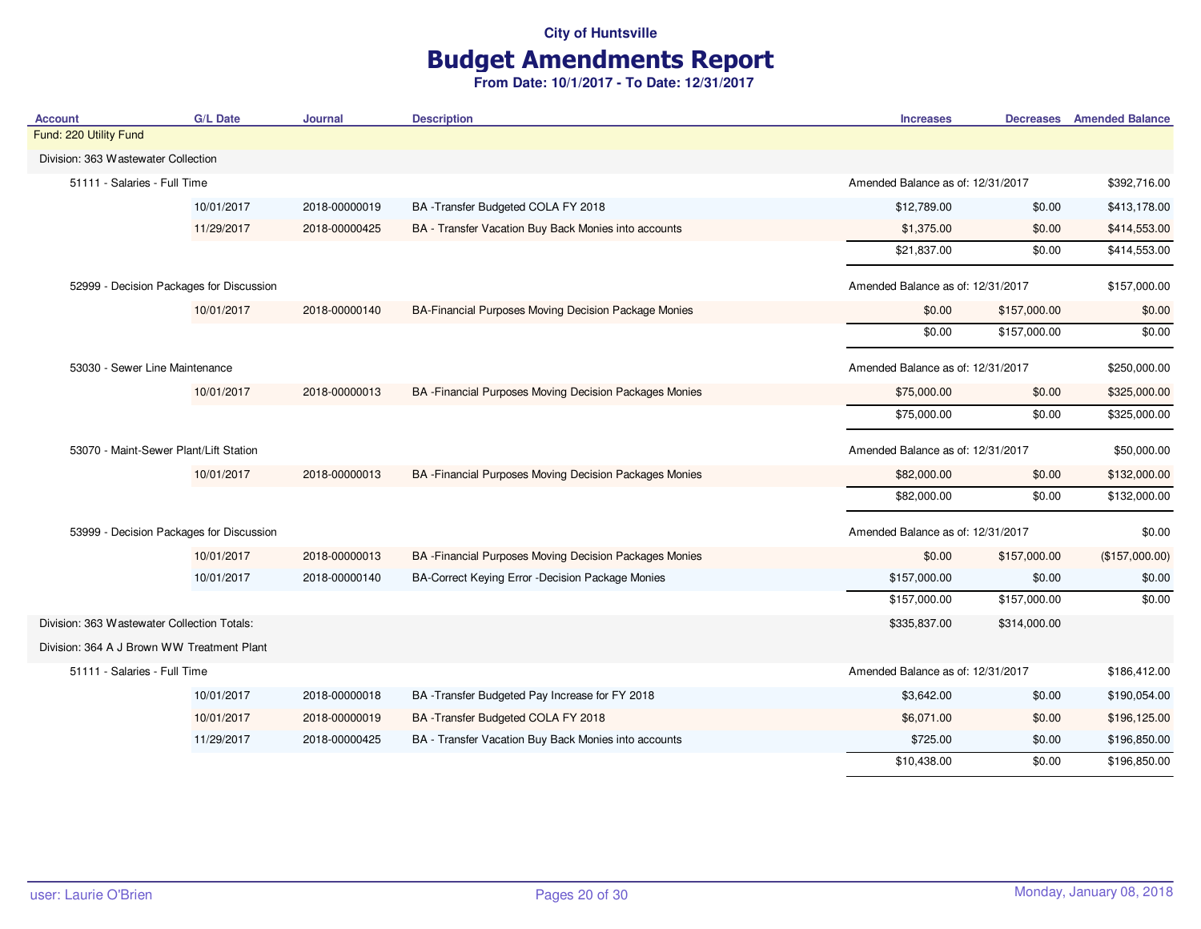City of Huntsville

# Budget Amendments Report

**From Date: 10/1/2017 - To Date: 12/31/2017**

| Account | G/L Date | Journal | Description | Increases | Decreases | Amended Balance |
|---|---|---|---|---|---|---|
| Fund: 220 Utility Fund | | | | | | |
| Division: 363 Wastewater Collection | | | | | | |
| 51111 - Salaries - Full Time | | | | Amended Balance as of: 12/31/2017 | | $392,716.00 |
| | 10/01/2017 | 2018-00000019 | BA -Transfer Budgeted COLA FY 2018 | $12,789.00 | $0.00 | $413,178.00 |
| | 11/29/2017 | 2018-00000425 | BA - Transfer Vacation Buy Back Monies into accounts | $1,375.00 | $0.00 | $414,553.00 |
| | | | | $21,837.00 | $0.00 | $414,553.00 |
| 52999 - Decision Packages for Discussion | | | | Amended Balance as of: 12/31/2017 | | $157,000.00 |
| | 10/01/2017 | 2018-00000140 | BA-Financial Purposes Moving Decision Package Monies | $0.00 | $157,000.00 | $0.00 |
| | | | | $0.00 | $157,000.00 | $0.00 |
| 53030 - Sewer Line Maintenance | | | | Amended Balance as of: 12/31/2017 | | $250,000.00 |
| | 10/01/2017 | 2018-00000013 | BA -Financial Purposes Moving Decision Packages Monies | $75,000.00 | $0.00 | $325,000.00 |
| | | | | $75,000.00 | $0.00 | $325,000.00 |
| 53070 - Maint-Sewer Plant/Lift Station | | | | Amended Balance as of: 12/31/2017 | | $50,000.00 |
| | 10/01/2017 | 2018-00000013 | BA -Financial Purposes Moving Decision Packages Monies | $82,000.00 | $0.00 | $132,000.00 |
| | | | | $82,000.00 | $0.00 | $132,000.00 |
| 53999 - Decision Packages for Discussion | | | | Amended Balance as of: 12/31/2017 | | $0.00 |
| | 10/01/2017 | 2018-00000013 | BA -Financial Purposes Moving Decision Packages Monies | $0.00 | $157,000.00 | ($157,000.00) |
| | 10/01/2017 | 2018-00000140 | BA-Correct Keying Error -Decision Package Monies | $157,000.00 | $0.00 | $0.00 |
| | | | | $157,000.00 | $157,000.00 | $0.00 |
| Division: 363 Wastewater Collection Totals: | | | | $335,837.00 | $314,000.00 | |
| Division: 364 A J Brown WW Treatment Plant | | | | | | |
| 51111 - Salaries - Full Time | | | | Amended Balance as of: 12/31/2017 | | $186,412.00 |
| | 10/01/2017 | 2018-00000018 | BA -Transfer Budgeted Pay Increase for FY 2018 | $3,642.00 | $0.00 | $190,054.00 |
| | 10/01/2017 | 2018-00000019 | BA -Transfer Budgeted COLA FY 2018 | $6,071.00 | $0.00 | $196,125.00 |
| | 11/29/2017 | 2018-00000425 | BA - Transfer Vacation Buy Back Monies into accounts | $725.00 | $0.00 | $196,850.00 |
| | | | | $10,438.00 | $0.00 | $196,850.00 |

user: Laurie O'Brien

Monday, January 08, 2018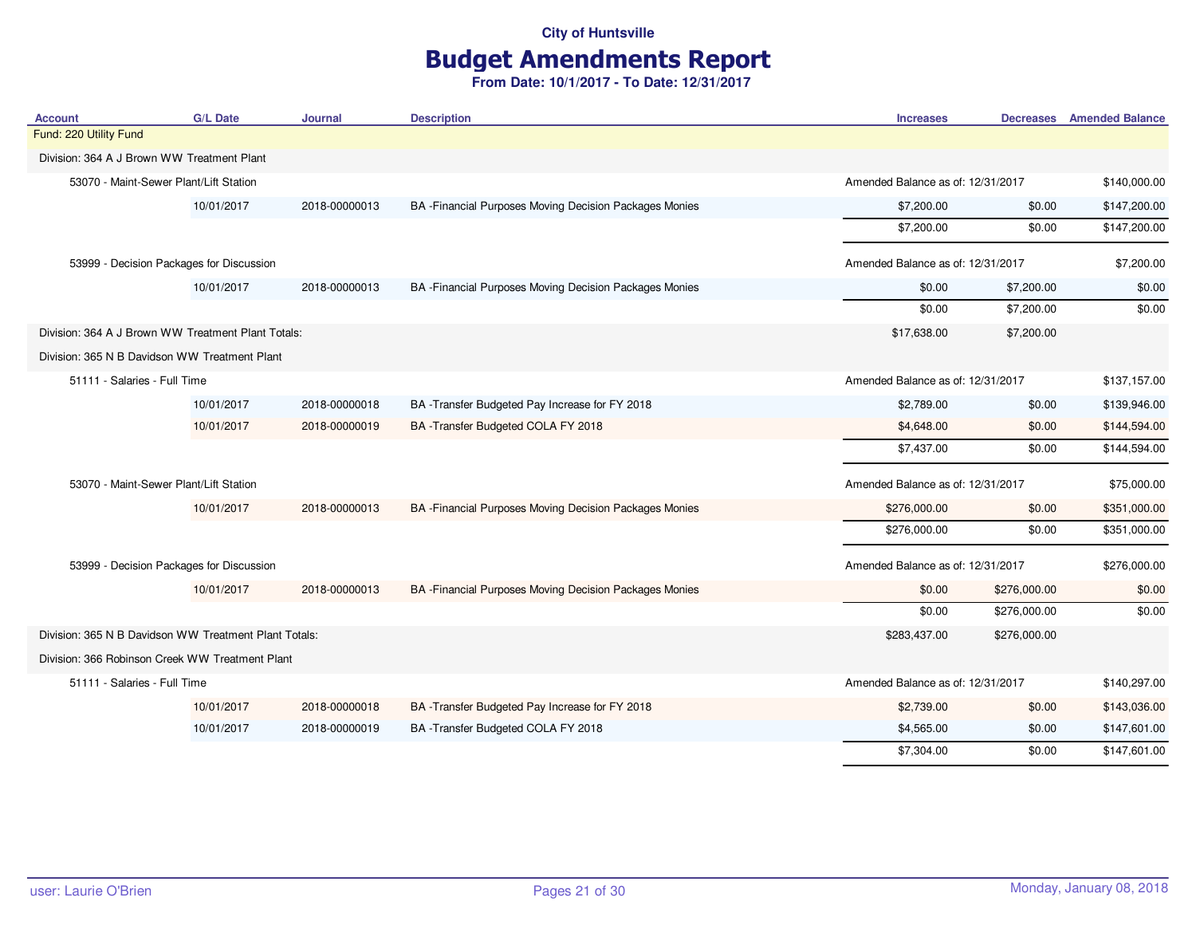City of Huntsville

# Budget Amendments Report

**From Date: 10/1/2017 - To Date: 12/31/2017**

| Account | G/L Date | Journal | Description | Increases | Decreases | Amended Balance |
|---|---|---|---|---|---|---|
| Fund: 220 Utility Fund | | | | | | |
| Division: 364 A J Brown WW Treatment Plant | | | | | | |
| 53070 - Maint-Sewer Plant/Lift Station | | | | Amended Balance as of: 12/31/2017 | | $140,000.00 |
| | 10/01/2017 | 2018-00000013 | BA -Financial Purposes Moving Decision Packages Monies | $7,200.00 | $0.00 | $147,200.00 |
| | | | | $7,200.00 | $0.00 | $147,200.00 |
| 53999 - Decision Packages for Discussion | | | | Amended Balance as of: 12/31/2017 | | $7,200.00 |
| | 10/01/2017 | 2018-00000013 | BA -Financial Purposes Moving Decision Packages Monies | $0.00 | $7,200.00 | $0.00 |
| | | | | $0.00 | $7,200.00 | $0.00 |
| Division: 364 A J Brown WW Treatment Plant Totals: | | | | $17,638.00 | $7,200.00 | |
| Division: 365 N B Davidson WW Treatment Plant | | | | | | |
| 51111 - Salaries - Full Time | | | | Amended Balance as of: 12/31/2017 | | $137,157.00 |
| | 10/01/2017 | 2018-00000018 | BA -Transfer Budgeted Pay Increase for FY 2018 | $2,789.00 | $0.00 | $139,946.00 |
| | 10/01/2017 | 2018-00000019 | BA -Transfer Budgeted COLA FY 2018 | $4,648.00 | $0.00 | $144,594.00 |
| | | | | $7,437.00 | $0.00 | $144,594.00 |
| 53070 - Maint-Sewer Plant/Lift Station | | | | Amended Balance as of: 12/31/2017 | | $75,000.00 |
| | 10/01/2017 | 2018-00000013 | BA -Financial Purposes Moving Decision Packages Monies | $276,000.00 | $0.00 | $351,000.00 |
| | | | | $276,000.00 | $0.00 | $351,000.00 |
| 53999 - Decision Packages for Discussion | | | | Amended Balance as of: 12/31/2017 | | $276,000.00 |
| | 10/01/2017 | 2018-00000013 | BA -Financial Purposes Moving Decision Packages Monies | $0.00 | $276,000.00 | $0.00 |
| | | | | $0.00 | $276,000.00 | $0.00 |
| Division: 365 N B Davidson WW Treatment Plant Totals: | | | | $283,437.00 | $276,000.00 | |
| Division: 366 Robinson Creek WW Treatment Plant | | | | | | |
| 51111 - Salaries - Full Time | | | | Amended Balance as of: 12/31/2017 | | $140,297.00 |
| | 10/01/2017 | 2018-00000018 | BA -Transfer Budgeted Pay Increase for FY 2018 | $2,739.00 | $0.00 | $143,036.00 |
| | 10/01/2017 | 2018-00000019 | BA -Transfer Budgeted COLA FY 2018 | $4,565.00 | $0.00 | $147,601.00 |
| | | | | $7,304.00 | $0.00 | $147,601.00 |

user: Laurie O'Brien

Monday, January 08, 2018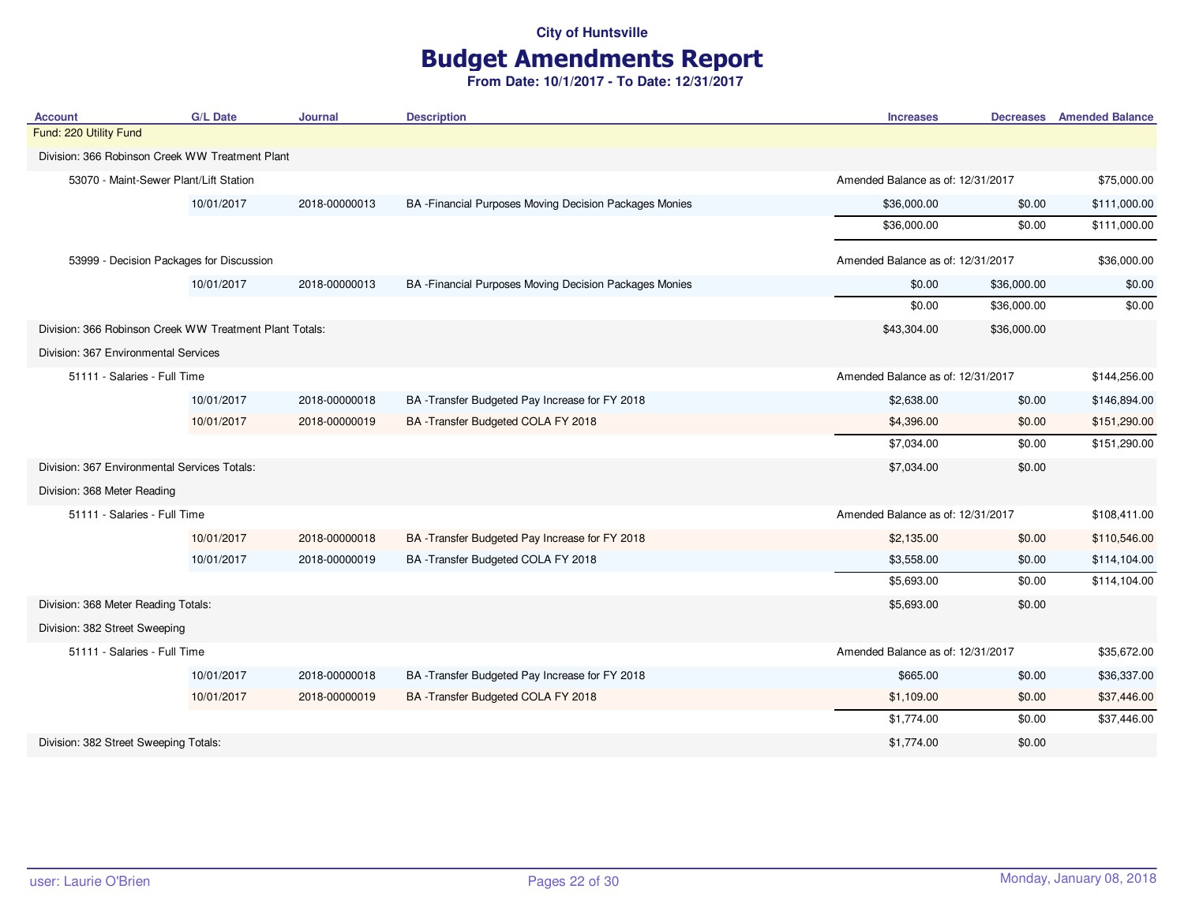City of Huntsville

# Budget Amendments Report

**From Date: 10/1/2017 - To Date: 12/31/2017**

| Account | G/L Date | Journal | Description | Increases | Decreases | Amended Balance |
|---|---|---|---|---|---|---|
| Fund: 220 Utility Fund | | | | | | |
| Division: 366 Robinson Creek WW Treatment Plant | | | | | | |
| 53070 - Maint-Sewer Plant/Lift Station | | | | Amended Balance as of: 12/31/2017 | | $75,000.00 |
| | 10/01/2017 | 2018-00000013 | BA -Financial Purposes Moving Decision Packages Monies | $36,000.00 | $0.00 | $111,000.00 |
| | | | | $36,000.00 | $0.00 | $111,000.00 |
| 53999 - Decision Packages for Discussion | | | | Amended Balance as of: 12/31/2017 | | $36,000.00 |
| | 10/01/2017 | 2018-00000013 | BA -Financial Purposes Moving Decision Packages Monies | $0.00 | $36,000.00 | $0.00 |
| | | | | $0.00 | $36,000.00 | $0.00 |
| Division: 366 Robinson Creek WW Treatment Plant Totals: | | | | $43,304.00 | $36,000.00 | |
| Division: 367 Environmental Services | | | | | | |
| 51111 - Salaries - Full Time | | | | Amended Balance as of: 12/31/2017 | | $144,256.00 |
| | 10/01/2017 | 2018-00000018 | BA -Transfer Budgeted Pay Increase for FY 2018 | $2,638.00 | $0.00 | $146,894.00 |
| | 10/01/2017 | 2018-00000019 | BA -Transfer Budgeted COLA FY 2018 | $4,396.00 | $0.00 | $151,290.00 |
| | | | | $7,034.00 | $0.00 | $151,290.00 |
| Division: 367 Environmental Services Totals: | | | | $7,034.00 | $0.00 | |
| Division: 368 Meter Reading | | | | | | |
| 51111 - Salaries - Full Time | | | | Amended Balance as of: 12/31/2017 | | $108,411.00 |
| | 10/01/2017 | 2018-00000018 | BA -Transfer Budgeted Pay Increase for FY 2018 | $2,135.00 | $0.00 | $110,546.00 |
| | 10/01/2017 | 2018-00000019 | BA -Transfer Budgeted COLA FY 2018 | $3,558.00 | $0.00 | $114,104.00 |
| | | | | $5,693.00 | $0.00 | $114,104.00 |
| Division: 368 Meter Reading Totals: | | | | $5,693.00 | $0.00 | |
| Division: 382 Street Sweeping | | | | | | |
| 51111 - Salaries - Full Time | | | | Amended Balance as of: 12/31/2017 | | $35,672.00 |
| | 10/01/2017 | 2018-00000018 | BA -Transfer Budgeted Pay Increase for FY 2018 | $665.00 | $0.00 | $36,337.00 |
| | 10/01/2017 | 2018-00000019 | BA -Transfer Budgeted COLA FY 2018 | $1,109.00 | $0.00 | $37,446.00 |
| | | | | $1,774.00 | $0.00 | $37,446.00 |
| Division: 382 Street Sweeping Totals: | | | | $1,774.00 | $0.00 | |

user: Laurie O'Brien

Monday, January 08, 2018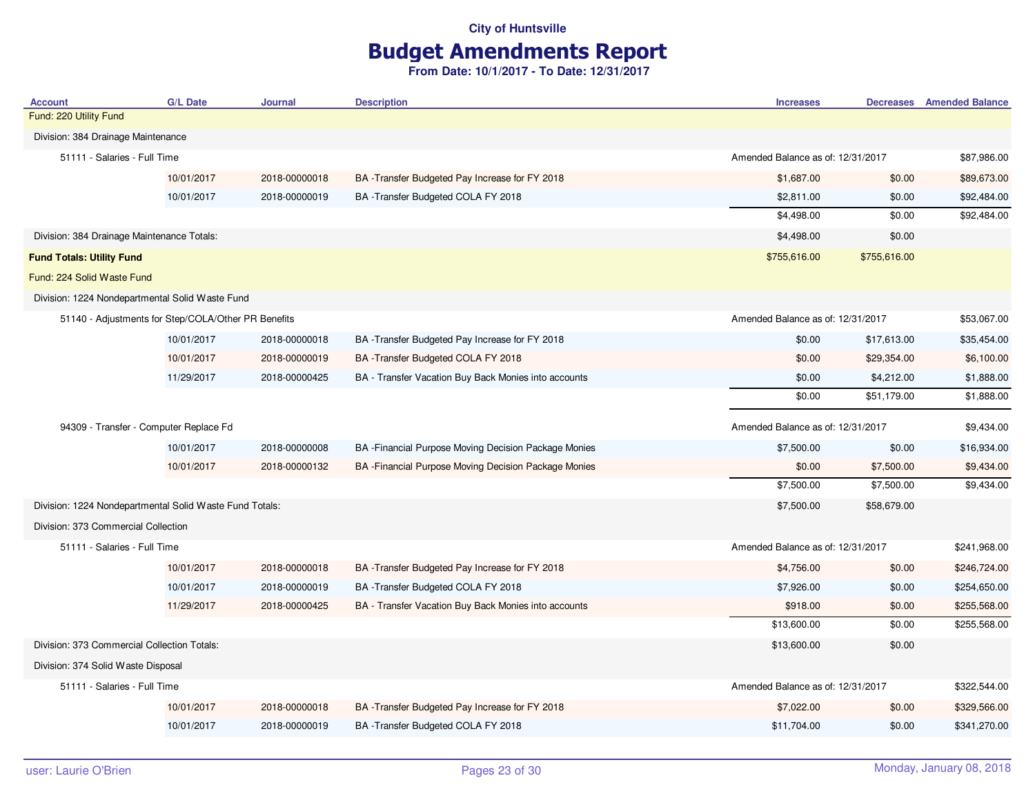City of Huntsville

# Budget Amendments Report

**From Date: 10/1/2017 - To Date: 12/31/2017**

| Account | G/L Date | Journal | Description | Increases | Decreases | Amended Balance |
|---|---|---|---|---|---|---|
| Fund: 220 Utility Fund | | | | | | |
| Division: 384 Drainage Maintenance | | | | | | |
| 51111 - Salaries - Full Time | | | | Amended Balance as of: 12/31/2017 | | $87,986.00 |
| | 10/01/2017 | 2018-00000018 | BA -Transfer Budgeted Pay Increase for FY 2018 | $1,687.00 | $0.00 | $89,673.00 |
| | 10/01/2017 | 2018-00000019 | BA -Transfer Budgeted COLA FY 2018 | $2,811.00 | $0.00 | $92,484.00 |
| | | | | $4,498.00 | $0.00 | $92,484.00 |
| Division: 384 Drainage Maintenance Totals: | | | | $4,498.00 | $0.00 | |
| **Fund Totals: Utility Fund** | | | | $755,616.00 | $755,616.00 | |
| Fund: 224 Solid Waste Fund | | | | | | |
| Division: 1224 Nondepartmental Solid Waste Fund | | | | | | |
| 51140 - Adjustments for Step/COLA/Other PR Benefits | | | | Amended Balance as of: 12/31/2017 | | $53,067.00 |
| | 10/01/2017 | 2018-00000018 | BA -Transfer Budgeted Pay Increase for FY 2018 | $0.00 | $17,613.00 | $35,454.00 |
| | 10/01/2017 | 2018-00000019 | BA -Transfer Budgeted COLA FY 2018 | $0.00 | $29,354.00 | $6,100.00 |
| | 11/29/2017 | 2018-00000425 | BA - Transfer Vacation Buy Back Monies into accounts | $0.00 | $4,212.00 | $1,888.00 |
| | | | | $0.00 | $51,179.00 | $1,888.00 |
| 94309 - Transfer - Computer Replace Fd | | | | Amended Balance as of: 12/31/2017 | | $9,434.00 |
| | 10/01/2017 | 2018-00000008 | BA -Financial Purpose Moving Decision Package Monies | $7,500.00 | $0.00 | $16,934.00 |
| | 10/01/2017 | 2018-00000132 | BA -Financial Purpose Moving Decision Package Monies | $0.00 | $7,500.00 | $9,434.00 |
| | | | | $7,500.00 | $7,500.00 | $9,434.00 |
| Division: 1224 Nondepartmental Solid Waste Fund Totals: | | | | $7,500.00 | $58,679.00 | |
| Division: 373 Commercial Collection | | | | | | |
| 51111 - Salaries - Full Time | | | | Amended Balance as of: 12/31/2017 | | $241,968.00 |
| | 10/01/2017 | 2018-00000018 | BA -Transfer Budgeted Pay Increase for FY 2018 | $4,756.00 | $0.00 | $246,724.00 |
| | 10/01/2017 | 2018-00000019 | BA -Transfer Budgeted COLA FY 2018 | $7,926.00 | $0.00 | $254,650.00 |
| | 11/29/2017 | 2018-00000425 | BA - Transfer Vacation Buy Back Monies into accounts | $918.00 | $0.00 | $255,568.00 |
| | | | | $13,600.00 | $0.00 | $255,568.00 |
| Division: 373 Commercial Collection Totals: | | | | $13,600.00 | $0.00 | |
| Division: 374 Solid Waste Disposal | | | | | | |
| 51111 - Salaries - Full Time | | | | Amended Balance as of: 12/31/2017 | | $322,544.00 |
| | 10/01/2017 | 2018-00000018 | BA -Transfer Budgeted Pay Increase for FY 2018 | $7,022.00 | $0.00 | $329,566.00 |
| | 10/01/2017 | 2018-00000019 | BA -Transfer Budgeted COLA FY 2018 | $11,704.00 | $0.00 | $341,270.00 |

user: Laurie O'Brien

Monday, January 08, 2018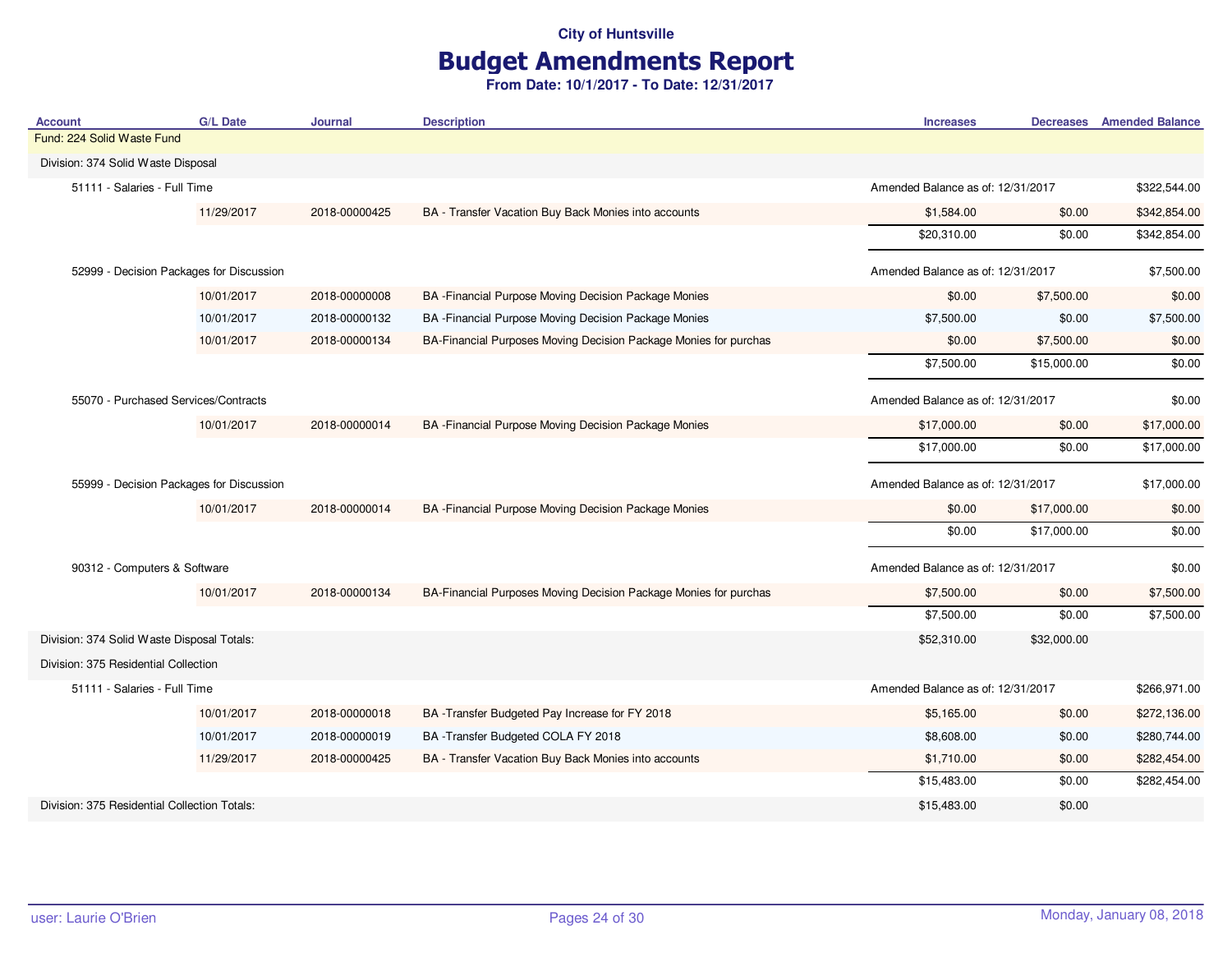City of Huntsville

# Budget Amendments Report

**From Date: 10/1/2017 - To Date: 12/31/2017**

| Account | G/L Date | Journal | Description | Increases | Decreases | Amended Balance |
|---|---|---|---|---|---|---|
| Fund: 224 Solid Waste Fund | | | | | | |
| Division: 374 Solid Waste Disposal | | | | | | |
| 51111 - Salaries - Full Time | | | | Amended Balance as of: 12/31/2017 | | $322,544.00 |
| | 11/29/2017 | 2018-00000425 | BA - Transfer Vacation Buy Back Monies into accounts | $1,584.00 | $0.00 | $342,854.00 |
| | | | | $20,310.00 | $0.00 | $342,854.00 |
| 52999 - Decision Packages for Discussion | | | | Amended Balance as of: 12/31/2017 | | $7,500.00 |
| | 10/01/2017 | 2018-00000008 | BA -Financial Purpose Moving Decision Package Monies | $0.00 | $7,500.00 | $0.00 |
| | 10/01/2017 | 2018-00000132 | BA -Financial Purpose Moving Decision Package Monies | $7,500.00 | $0.00 | $7,500.00 |
| | 10/01/2017 | 2018-00000134 | BA-Financial Purposes Moving Decision Package Monies for purchas | $0.00 | $7,500.00 | $0.00 |
| | | | | $7,500.00 | $15,000.00 | $0.00 |
| 55070 - Purchased Services/Contracts | | | | Amended Balance as of: 12/31/2017 | | $0.00 |
| | 10/01/2017 | 2018-00000014 | BA -Financial Purpose Moving Decision Package Monies | $17,000.00 | $0.00 | $17,000.00 |
| | | | | $17,000.00 | $0.00 | $17,000.00 |
| 55999 - Decision Packages for Discussion | | | | Amended Balance as of: 12/31/2017 | | $17,000.00 |
| | 10/01/2017 | 2018-00000014 | BA -Financial Purpose Moving Decision Package Monies | $0.00 | $17,000.00 | $0.00 |
| | | | | $0.00 | $17,000.00 | $0.00 |
| 90312 - Computers & Software | | | | Amended Balance as of: 12/31/2017 | | $0.00 |
| | 10/01/2017 | 2018-00000134 | BA-Financial Purposes Moving Decision Package Monies for purchas | $7,500.00 | $0.00 | $7,500.00 |
| | | | | $7,500.00 | $0.00 | $7,500.00 |
| Division: 374 Solid Waste Disposal Totals: | | | | $52,310.00 | $32,000.00 | |
| Division: 375 Residential Collection | | | | | | |
| 51111 - Salaries - Full Time | | | | Amended Balance as of: 12/31/2017 | | $266,971.00 |
| | 10/01/2017 | 2018-00000018 | BA -Transfer Budgeted Pay Increase for FY 2018 | $5,165.00 | $0.00 | $272,136.00 |
| | 10/01/2017 | 2018-00000019 | BA -Transfer Budgeted COLA FY 2018 | $8,608.00 | $0.00 | $280,744.00 |
| | 11/29/2017 | 2018-00000425 | BA - Transfer Vacation Buy Back Monies into accounts | $1,710.00 | $0.00 | $282,454.00 |
| | | | | $15,483.00 | $0.00 | $282,454.00 |
| Division: 375 Residential Collection Totals: | | | | $15,483.00 | $0.00 | |

user: Laurie O'Brien

Monday, January 08, 2018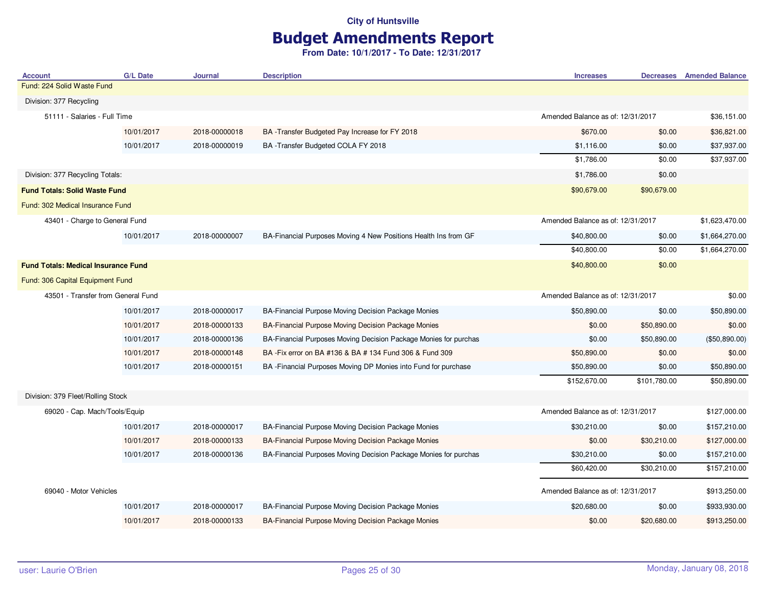**City of Huntsville**

# Budget Amendments Report

**From Date: 10/1/2017 - To Date: 12/31/2017**

| Account | G/L Date | Journal | Description | Increases | Decreases | Amended Balance |
|---|---|---|---|---|---|---|
| Fund: 224 Solid Waste Fund | | | | | | |
| Division: 377 Recycling | | | | | | |
| 51111 - Salaries - Full Time | | | | Amended Balance as of: 12/31/2017 | | $36,151.00 |
| | 10/01/2017 | 2018-00000018 | BA -Transfer Budgeted Pay Increase for FY 2018 | $670.00 | $0.00 | $36,821.00 |
| | 10/01/2017 | 2018-00000019 | BA -Transfer Budgeted COLA FY 2018 | $1,116.00 | $0.00 | $37,937.00 |
| | | | | $1,786.00 | $0.00 | $37,937.00 |
| Division: 377 Recycling Totals: | | | | $1,786.00 | $0.00 | |
| **Fund Totals: Solid Waste Fund** | | | | $90,679.00 | $90,679.00 | |
| Fund: 302 Medical Insurance Fund | | | | | | |
| 43401 - Charge to General Fund | | | | Amended Balance as of: 12/31/2017 | | $1,623,470.00 |
| | 10/01/2017 | 2018-00000007 | BA-Financial Purposes Moving 4 New Positions Health Ins from GF | $40,800.00 | $0.00 | $1,664,270.00 |
| | | | | $40,800.00 | $0.00 | $1,664,270.00 |
| **Fund Totals: Medical Insurance Fund** | | | | $40,800.00 | $0.00 | |
| Fund: 306 Capital Equipment Fund | | | | | | |
| 43501 - Transfer from General Fund | | | | Amended Balance as of: 12/31/2017 | | $0.00 |
| | 10/01/2017 | 2018-00000017 | BA-Financial Purpose Moving Decision Package Monies | $50,890.00 | $0.00 | $50,890.00 |
| | 10/01/2017 | 2018-00000133 | BA-Financial Purpose Moving Decision Package Monies | $0.00 | $50,890.00 | $0.00 |
| | 10/01/2017 | 2018-00000136 | BA-Financial Purposes Moving Decision Package Monies for purchas | $0.00 | $50,890.00 | ($50,890.00) |
| | 10/01/2017 | 2018-00000148 | BA -Fix error on BA #136 & BA # 134 Fund 306 & Fund 309 | $50,890.00 | $0.00 | $0.00 |
| | 10/01/2017 | 2018-00000151 | BA -Financial Purposes Moving DP Monies into Fund for purchase | $50,890.00 | $0.00 | $50,890.00 |
| | | | | $152,670.00 | $101,780.00 | $50,890.00 |
| Division: 379 Fleet/Rolling Stock | | | | | | |
| 69020 - Cap. Mach/Tools/Equip | | | | Amended Balance as of: 12/31/2017 | | $127,000.00 |
| | 10/01/2017 | 2018-00000017 | BA-Financial Purpose Moving Decision Package Monies | $30,210.00 | $0.00 | $157,210.00 |
| | 10/01/2017 | 2018-00000133 | BA-Financial Purpose Moving Decision Package Monies | $0.00 | $30,210.00 | $127,000.00 |
| | 10/01/2017 | 2018-00000136 | BA-Financial Purposes Moving Decision Package Monies for purchas | $30,210.00 | $0.00 | $157,210.00 |
| | | | | $60,420.00 | $30,210.00 | $157,210.00 |
| 69040 - Motor Vehicles | | | | Amended Balance as of: 12/31/2017 | | $913,250.00 |
| | 10/01/2017 | 2018-00000017 | BA-Financial Purpose Moving Decision Package Monies | $20,680.00 | $0.00 | $933,930.00 |
| | 10/01/2017 | 2018-00000133 | BA-Financial Purpose Moving Decision Package Monies | $0.00 | $20,680.00 | $913,250.00 |

user: Laurie O'Brien

Monday, January 08, 2018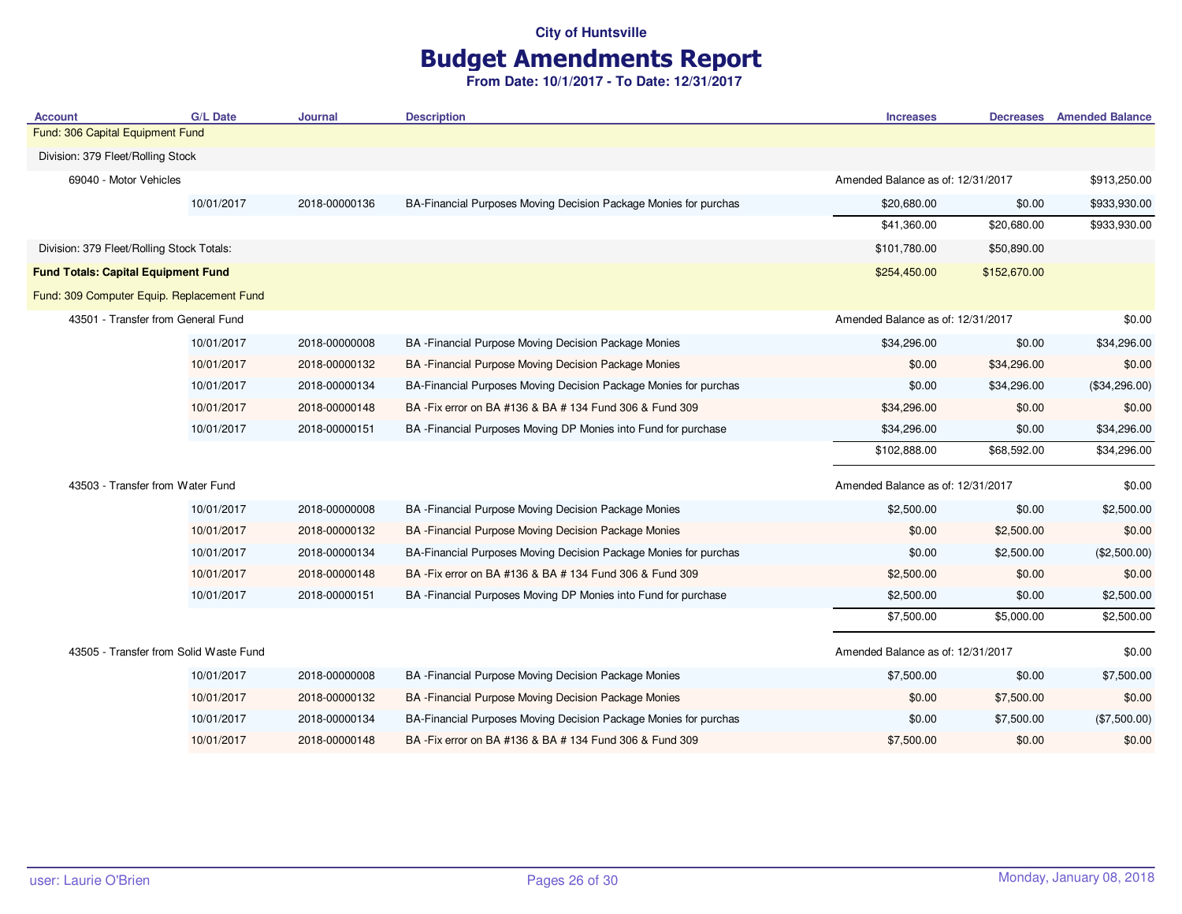**City of Huntsville**

# Budget Amendments Report

**From Date: 10/1/2017 - To Date: 12/31/2017**

| Account | G/L Date | Journal | Description | Increases | Decreases | Amended Balance |
|---|---|---|---|---|---|---|
| Fund: 306 Capital Equipment Fund | | | | | | |
| Division: 379 Fleet/Rolling Stock | | | | | | |
| 69040 - Motor Vehicles | | | | Amended Balance as of: 12/31/2017 | | $913,250.00 |
| | 10/01/2017 | 2018-00000136 | BA-Financial Purposes Moving Decision Package Monies for purchas | $20,680.00 | $0.00 | $933,930.00 |
| | | | | $41,360.00 | $20,680.00 | $933,930.00 |
| Division: 379 Fleet/Rolling Stock Totals: | | | | $101,780.00 | $50,890.00 | |
| **Fund Totals: Capital Equipment Fund** | | | | $254,450.00 | $152,670.00 | |
| Fund: 309 Computer Equip. Replacement Fund | | | | | | |
| 43501 - Transfer from General Fund | | | | Amended Balance as of: 12/31/2017 | | $0.00 |
| | 10/01/2017 | 2018-00000008 | BA -Financial Purpose Moving Decision Package Monies | $34,296.00 | $0.00 | $34,296.00 |
| | 10/01/2017 | 2018-00000132 | BA -Financial Purpose Moving Decision Package Monies | $0.00 | $34,296.00 | $0.00 |
| | 10/01/2017 | 2018-00000134 | BA-Financial Purposes Moving Decision Package Monies for purchas | $0.00 | $34,296.00 | ($34,296.00) |
| | 10/01/2017 | 2018-00000148 | BA -Fix error on BA #136 & BA # 134 Fund 306 & Fund 309 | $34,296.00 | $0.00 | $0.00 |
| | 10/01/2017 | 2018-00000151 | BA -Financial Purposes Moving DP Monies into Fund for purchase | $34,296.00 | $0.00 | $34,296.00 |
| | | | | $102,888.00 | $68,592.00 | $34,296.00 |
| 43503 - Transfer from Water Fund | | | | Amended Balance as of: 12/31/2017 | | $0.00 |
| | 10/01/2017 | 2018-00000008 | BA -Financial Purpose Moving Decision Package Monies | $2,500.00 | $0.00 | $2,500.00 |
| | 10/01/2017 | 2018-00000132 | BA -Financial Purpose Moving Decision Package Monies | $0.00 | $2,500.00 | $0.00 |
| | 10/01/2017 | 2018-00000134 | BA-Financial Purposes Moving Decision Package Monies for purchas | $0.00 | $2,500.00 | ($2,500.00) |
| | 10/01/2017 | 2018-00000148 | BA -Fix error on BA #136 & BA # 134 Fund 306 & Fund 309 | $2,500.00 | $0.00 | $0.00 |
| | 10/01/2017 | 2018-00000151 | BA -Financial Purposes Moving DP Monies into Fund for purchase | $2,500.00 | $0.00 | $2,500.00 |
| | | | | $7,500.00 | $5,000.00 | $2,500.00 |
| 43505 - Transfer from Solid Waste Fund | | | | Amended Balance as of: 12/31/2017 | | $0.00 |
| | 10/01/2017 | 2018-00000008 | BA -Financial Purpose Moving Decision Package Monies | $7,500.00 | $0.00 | $7,500.00 |
| | 10/01/2017 | 2018-00000132 | BA -Financial Purpose Moving Decision Package Monies | $0.00 | $7,500.00 | $0.00 |
| | 10/01/2017 | 2018-00000134 | BA-Financial Purposes Moving Decision Package Monies for purchas | $0.00 | $7,500.00 | ($7,500.00) |
| | 10/01/2017 | 2018-00000148 | BA -Fix error on BA #136 & BA # 134 Fund 306 & Fund 309 | $7,500.00 | $0.00 | $0.00 |

user: Laurie O'Brien

Monday, January 08, 2018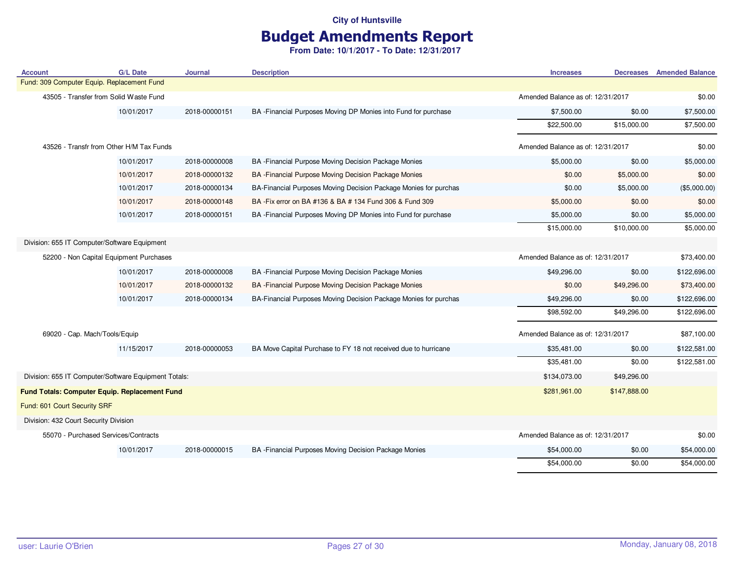# City of Huntsville

# Budget Amendments Report

**From Date: 10/1/2017 - To Date: 12/31/2017**

| Account | G/L Date | Journal | Description | Increases | Decreases | Amended Balance |
|---|---|---|---|---|---|---|
| Fund: 309 Computer Equip. Replacement Fund | | | | | | |
| 43505 - Transfer from Solid Waste Fund | | | | Amended Balance as of: 12/31/2017 | | $0.00 |
| | 10/01/2017 | 2018-00000151 | BA -Financial Purposes Moving DP Monies into Fund for purchase | $7,500.00 | $0.00 | $7,500.00 |
| | | | | $22,500.00 | $15,000.00 | $7,500.00 |
| 43526 - Transfr from Other H/M Tax Funds | | | | Amended Balance as of: 12/31/2017 | | $0.00 |
| | 10/01/2017 | 2018-00000008 | BA -Financial Purpose Moving Decision Package Monies | $5,000.00 | $0.00 | $5,000.00 |
| | 10/01/2017 | 2018-00000132 | BA -Financial Purpose Moving Decision Package Monies | $0.00 | $5,000.00 | $0.00 |
| | 10/01/2017 | 2018-00000134 | BA-Financial Purposes Moving Decision Package Monies for purchas | $0.00 | $5,000.00 | ($5,000.00) |
| | 10/01/2017 | 2018-00000148 | BA -Fix error on BA #136 & BA # 134 Fund 306 & Fund 309 | $5,000.00 | $0.00 | $0.00 |
| | 10/01/2017 | 2018-00000151 | BA -Financial Purposes Moving DP Monies into Fund for purchase | $5,000.00 | $0.00 | $5,000.00 |
| | | | | $15,000.00 | $10,000.00 | $5,000.00 |
| Division: 655 IT Computer/Software Equipment | | | | | | |
| 52200 - Non Capital Equipment Purchases | | | | Amended Balance as of: 12/31/2017 | | $73,400.00 |
| | 10/01/2017 | 2018-00000008 | BA -Financial Purpose Moving Decision Package Monies | $49,296.00 | $0.00 | $122,696.00 |
| | 10/01/2017 | 2018-00000132 | BA -Financial Purpose Moving Decision Package Monies | $0.00 | $49,296.00 | $73,400.00 |
| | 10/01/2017 | 2018-00000134 | BA-Financial Purposes Moving Decision Package Monies for purchas | $49,296.00 | $0.00 | $122,696.00 |
| | | | | $98,592.00 | $49,296.00 | $122,696.00 |
| 69020 - Cap. Mach/Tools/Equip | | | | Amended Balance as of: 12/31/2017 | | $87,100.00 |
| | 11/15/2017 | 2018-00000053 | BA Move Capital Purchase to FY 18 not received due to hurricane | $35,481.00 | $0.00 | $122,581.00 |
| | | | | $35,481.00 | $0.00 | $122,581.00 |
| Division: 655 IT Computer/Software Equipment Totals: | | | | $134,073.00 | $49,296.00 | |
| **Fund Totals: Computer Equip. Replacement Fund** | | | | $281,961.00 | $147,888.00 | |
| Fund: 601 Court Security SRF | | | | | | |
| Division: 432 Court Security Division | | | | | | |
| 55070 - Purchased Services/Contracts | | | | Amended Balance as of: 12/31/2017 | | $0.00 |
| | 10/01/2017 | 2018-00000015 | BA -Financial Purposes Moving Decision Package Monies | $54,000.00 | $0.00 | $54,000.00 |
| | | | | $54,000.00 | $0.00 | $54,000.00 |

user: Laurie O'Brien

Monday, January 08, 2018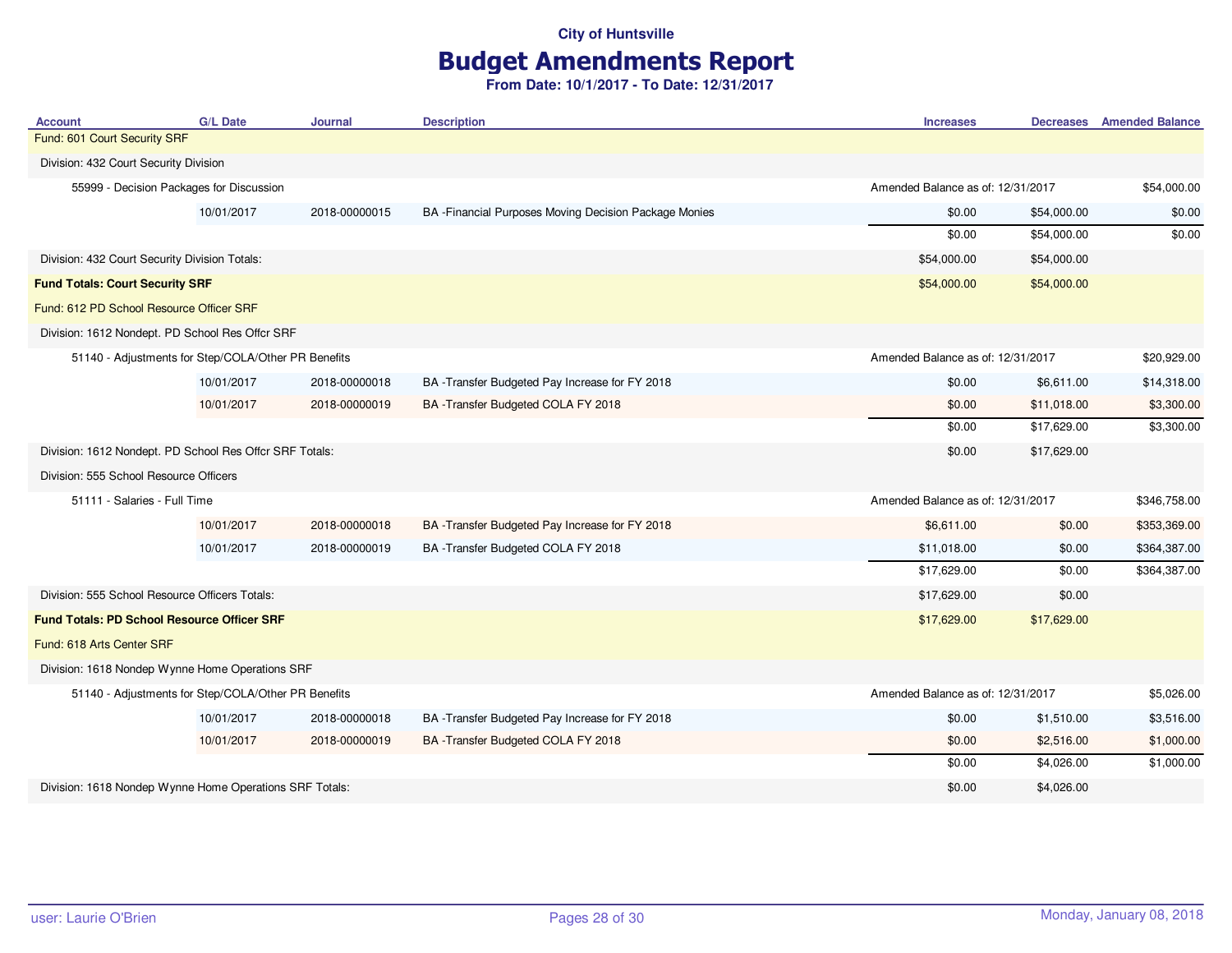**City of Huntsville**

# Budget Amendments Report

**From Date: 10/1/2017 - To Date: 12/31/2017**

| Account | G/L Date | Journal | Description | Increases | Decreases | Amended Balance |
|---|---|---|---|---|---|---|
| Fund: 601 Court Security SRF | | | | | | |
| Division: 432 Court Security Division | | | | | | |
| 55999 - Decision Packages for Discussion | | | | Amended Balance as of: 12/31/2017 | | $54,000.00 |
| | 10/01/2017 | 2018-00000015 | BA -Financial Purposes Moving Decision Package Monies | $0.00 | $54,000.00 | $0.00 |
| | | | | $0.00 | $54,000.00 | $0.00 |
| Division: 432 Court Security Division Totals: | | | | $54,000.00 | $54,000.00 | |
| **Fund Totals: Court Security SRF** | | | | $54,000.00 | $54,000.00 | |
| Fund: 612 PD School Resource Officer SRF | | | | | | |
| Division: 1612 Nondept. PD School Res Offcr SRF | | | | | | |
| 51140 - Adjustments for Step/COLA/Other PR Benefits | | | | Amended Balance as of: 12/31/2017 | | $20,929.00 |
| | 10/01/2017 | 2018-00000018 | BA -Transfer Budgeted Pay Increase for FY 2018 | $0.00 | $6,611.00 | $14,318.00 |
| | 10/01/2017 | 2018-00000019 | BA -Transfer Budgeted COLA FY 2018 | $0.00 | $11,018.00 | $3,300.00 |
| | | | | $0.00 | $17,629.00 | $3,300.00 |
| Division: 1612 Nondept. PD School Res Offcr SRF Totals: | | | | $0.00 | $17,629.00 | |
| Division: 555 School Resource Officers | | | | | | |
| 51111 - Salaries - Full Time | | | | Amended Balance as of: 12/31/2017 | | $346,758.00 |
| | 10/01/2017 | 2018-00000018 | BA -Transfer Budgeted Pay Increase for FY 2018 | $6,611.00 | $0.00 | $353,369.00 |
| | 10/01/2017 | 2018-00000019 | BA -Transfer Budgeted COLA FY 2018 | $11,018.00 | $0.00 | $364,387.00 |
| | | | | $17,629.00 | $0.00 | $364,387.00 |
| Division: 555 School Resource Officers Totals: | | | | $17,629.00 | $0.00 | |
| **Fund Totals: PD School Resource Officer SRF** | | | | $17,629.00 | $17,629.00 | |
| Fund: 618 Arts Center SRF | | | | | | |
| Division: 1618 Nondep Wynne Home Operations SRF | | | | | | |
| 51140 - Adjustments for Step/COLA/Other PR Benefits | | | | Amended Balance as of: 12/31/2017 | | $5,026.00 |
| | 10/01/2017 | 2018-00000018 | BA -Transfer Budgeted Pay Increase for FY 2018 | $0.00 | $1,510.00 | $3,516.00 |
| | 10/01/2017 | 2018-00000019 | BA -Transfer Budgeted COLA FY 2018 | $0.00 | $2,516.00 | $1,000.00 |
| | | | | $0.00 | $4,026.00 | $1,000.00 |
| Division: 1618 Nondep Wynne Home Operations SRF Totals: | | | | $0.00 | $4,026.00 | |

user: Laurie O'Brien

Monday, January 08, 2018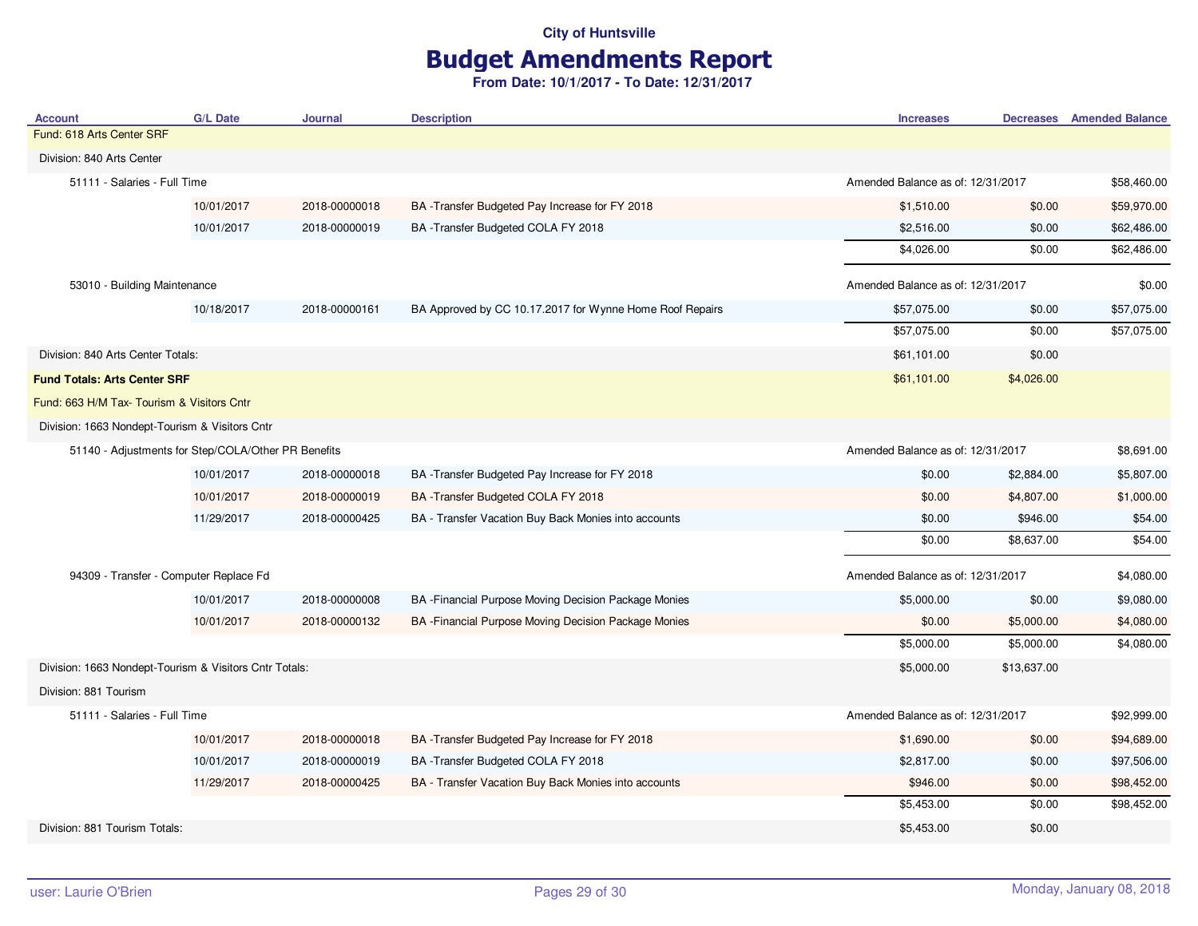City of Huntsville

# Budget Amendments Report

**From Date: 10/1/2017 - To Date: 12/31/2017**

| Account | G/L Date | Journal | Description | Increases | Decreases | Amended Balance |
|---|---|---|---|---|---|---|
| Fund: 618 Arts Center SRF | | | | | | |
| Division: 840 Arts Center | | | | | | |
| 51111 - Salaries - Full Time | | | | Amended Balance as of: 12/31/2017 | | $58,460.00 |
| | 10/01/2017 | 2018-00000018 | BA -Transfer Budgeted Pay Increase for FY 2018 | $1,510.00 | $0.00 | $59,970.00 |
| | 10/01/2017 | 2018-00000019 | BA -Transfer Budgeted COLA FY 2018 | $2,516.00 | $0.00 | $62,486.00 |
| | | | | $4,026.00 | $0.00 | $62,486.00 |
| 53010 - Building Maintenance | | | | Amended Balance as of: 12/31/2017 | | $0.00 |
| | 10/18/2017 | 2018-00000161 | BA Approved by CC 10.17.2017 for Wynne Home Roof Repairs | $57,075.00 | $0.00 | $57,075.00 |
| | | | | $57,075.00 | $0.00 | $57,075.00 |
| Division: 840 Arts Center Totals: | | | | $61,101.00 | $0.00 | |
| **Fund Totals: Arts Center SRF** | | | | $61,101.00 | $4,026.00 | |
| Fund: 663 H/M Tax- Tourism & Visitors Cntr | | | | | | |
| Division: 1663 Nondept-Tourism & Visitors Cntr | | | | | | |
| 51140 - Adjustments for Step/COLA/Other PR Benefits | | | | Amended Balance as of: 12/31/2017 | | $8,691.00 |
| | 10/01/2017 | 2018-00000018 | BA -Transfer Budgeted Pay Increase for FY 2018 | $0.00 | $2,884.00 | $5,807.00 |
| | 10/01/2017 | 2018-00000019 | BA -Transfer Budgeted COLA FY 2018 | $0.00 | $4,807.00 | $1,000.00 |
| | 11/29/2017 | 2018-00000425 | BA - Transfer Vacation Buy Back Monies into accounts | $0.00 | $946.00 | $54.00 |
| | | | | $0.00 | $8,637.00 | $54.00 |
| 94309 - Transfer - Computer Replace Fd | | | | Amended Balance as of: 12/31/2017 | | $4,080.00 |
| | 10/01/2017 | 2018-00000008 | BA -Financial Purpose Moving Decision Package Monies | $5,000.00 | $0.00 | $9,080.00 |
| | 10/01/2017 | 2018-00000132 | BA -Financial Purpose Moving Decision Package Monies | $0.00 | $5,000.00 | $4,080.00 |
| | | | | $5,000.00 | $5,000.00 | $4,080.00 |
| Division: 1663 Nondept-Tourism & Visitors Cntr Totals: | | | | $5,000.00 | $13,637.00 | |
| Division: 881 Tourism | | | | | | |
| 51111 - Salaries - Full Time | | | | Amended Balance as of: 12/31/2017 | | $92,999.00 |
| | 10/01/2017 | 2018-00000018 | BA -Transfer Budgeted Pay Increase for FY 2018 | $1,690.00 | $0.00 | $94,689.00 |
| | 10/01/2017 | 2018-00000019 | BA -Transfer Budgeted COLA FY 2018 | $2,817.00 | $0.00 | $97,506.00 |
| | 11/29/2017 | 2018-00000425 | BA - Transfer Vacation Buy Back Monies into accounts | $946.00 | $0.00 | $98,452.00 |
| | | | | $5,453.00 | $0.00 | $98,452.00 |
| Division: 881 Tourism Totals: | | | | $5,453.00 | $0.00 | |

user: Laurie O'Brien — Monday, January 08, 2018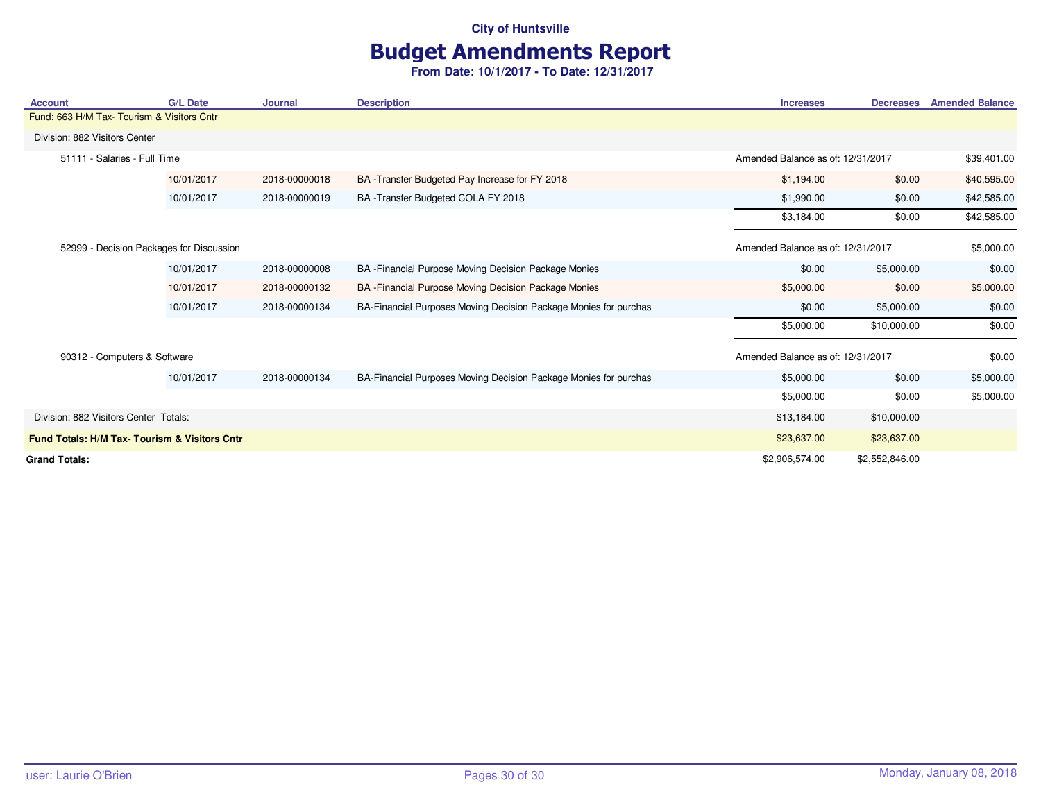City of Huntsville

# Budget Amendments Report

**From Date: 10/1/2017 - To Date: 12/31/2017**

| Account | G/L Date | Journal | Description | Increases | Decreases | Amended Balance |
|---|---|---|---|---|---|---|
| Fund: 663 H/M Tax- Tourism & Visitors Cntr | | | | | | |
| Division: 882 Visitors Center | | | | | | |
| 51111 - Salaries - Full Time | | | | Amended Balance as of: 12/31/2017 | | $39,401.00 |
| | 10/01/2017 | 2018-00000018 | BA -Transfer Budgeted Pay Increase for FY 2018 | $1,194.00 | $0.00 | $40,595.00 |
| | 10/01/2017 | 2018-00000019 | BA -Transfer Budgeted COLA FY 2018 | $1,990.00 | $0.00 | $42,585.00 |
| | | | | $3,184.00 | $0.00 | $42,585.00 |
| 52999 - Decision Packages for Discussion | | | | Amended Balance as of: 12/31/2017 | | $5,000.00 |
| | 10/01/2017 | 2018-00000008 | BA -Financial Purpose Moving Decision Package Monies | $0.00 | $5,000.00 | $0.00 |
| | 10/01/2017 | 2018-00000132 | BA -Financial Purpose Moving Decision Package Monies | $5,000.00 | $0.00 | $5,000.00 |
| | 10/01/2017 | 2018-00000134 | BA-Financial Purposes Moving Decision Package Monies for purchas | $0.00 | $5,000.00 | $0.00 |
| | | | | $5,000.00 | $10,000.00 | $0.00 |
| 90312 - Computers & Software | | | | Amended Balance as of: 12/31/2017 | | $0.00 |
| | 10/01/2017 | 2018-00000134 | BA-Financial Purposes Moving Decision Package Monies for purchas | $5,000.00 | $0.00 | $5,000.00 |
| | | | | $5,000.00 | $0.00 | $5,000.00 |
| Division: 882 Visitors Center Totals: | | | | $13,184.00 | $10,000.00 | |
| **Fund Totals: H/M Tax- Tourism & Visitors Cntr** | | | | $23,637.00 | $23,637.00 | |
| **Grand Totals:** | | | | $2,906,574.00 | $2,552,846.00 | |

user: Laurie O'Brien

Monday, January 08, 2018